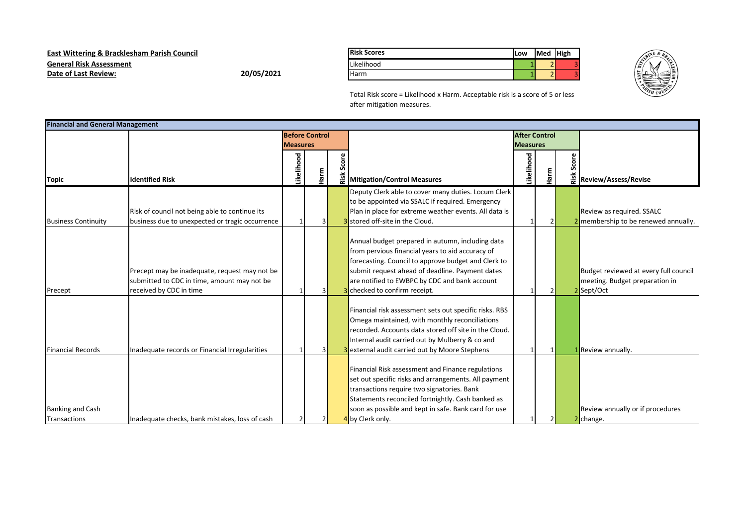**East Wittering & Bracklesham Parish Council**
**General Risk Assessment**
**Date of Last Review:** 20/05/2021

| Risk Scores | Low | Med | High |
|---|---|---|---|
| Likelihood | 1 | 2 | 3 |
| Harm | 1 | 2 | 3 |

Total Risk score = Likelihood x Harm. Acceptable risk is a score of 5 or less after mitigation measures.

**Financial and General Management**

| | | Before Control Measures | | | | After Control Measures | | | |
|---|---|---|---|---|---|---|---|---|---|
| Topic | Identified Risk | Likelihood | Harm | Risk Score | Mitigation/Control Measures | Likelihood | Harm | Risk Score | Review/Assess/Revise |
| Business Continuity | Risk of council not being able to continue its business due to unexpected or tragic occurrence | 1 | 3 | 3 | Deputy Clerk able to cover many duties. Locum Clerk to be appointed via SSALC if required. Emergency Plan in place for extreme weather events. All data is stored off-site in the Cloud. | 1 | 2 | 2 | Review as required. SSALC membership to be renewed annually. |
| Precept | Precept may be inadequate, request may not be submitted to CDC in time, amount may not be received by CDC in time | 1 | 3 | 3 | Annual budget prepared in autumn, including data from pervious financial years to aid accuracy of forecasting. Council to approve budget and Clerk to submit request ahead of deadline. Payment dates are notified to EWBPC by CDC and bank account checked to confirm receipt. | 1 | 2 | 2 | Budget reviewed at every full council meeting. Budget preparation in Sept/Oct |
| Financial Records | Inadequate records or Financial Irregularities | 1 | 3 | 3 | Financial risk assessment sets out specific risks. RBS Omega maintained, with monthly reconciliations recorded. Accounts data stored off site in the Cloud. Internal audit carried out by Mulberry & co and external audit carried out by Moore Stephens | 1 | 1 | 1 | Review annually. |
| Banking and Cash Transactions | Inadequate checks, bank mistakes, loss of cash | 2 | 2 | 4 | Financial Risk assessment and Finance regulations set out specific risks and arrangements. All payment transactions require two signatories. Bank Statements reconciled fortnightly. Cash banked as soon as possible and kept in safe. Bank card for use by Clerk only. | 1 | 2 | 2 | Review annually or if procedures change. |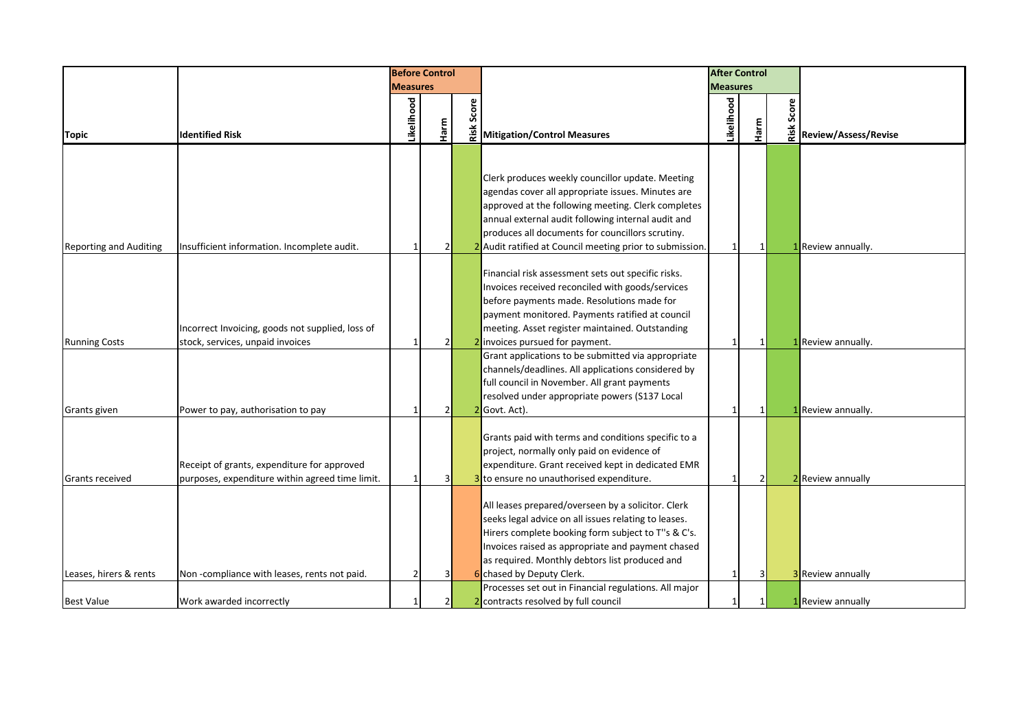| | | Before Control Measures | | | | After Control Measures | | | |
|---|---|---|---|---|---|---|---|---|---|
| Topic | Identified Risk | Likelihood | Harm | Risk Score | Mitigation/Control Measures | Likelihood | Harm | Risk Score | Review/Assess/Revise |
| Reporting and Auditing | Insufficient information. Incomplete audit. | 1 | 2 | 2 | Clerk produces weekly councillor update. Meeting agendas cover all appropriate issues. Minutes are approved at the following meeting. Clerk completes annual external audit following internal audit and produces all documents for councillors scrutiny. Audit ratified at Council meeting prior to submission. | 1 | 1 | 1 | Review annually. |
| Running Costs | Incorrect Invoicing, goods not supplied, loss of stock, services, unpaid invoices | 1 | 2 | 2 | Financial risk assessment sets out specific risks. Invoices received reconciled with goods/services before payments made. Resolutions made for payment monitored. Payments ratified at council meeting. Asset register maintained. Outstanding invoices pursued for payment. | 1 | 1 | 1 | Review annually. |
| Grants given | Power to pay, authorisation to pay | 1 | 2 | 2 | Grant applications to be submitted via appropriate channels/deadlines. All applications considered by full council in November. All grant payments resolved under appropriate powers (S137 Local Govt. Act). | 1 | 1 | 1 | Review annually. |
| Grants received | Receipt of grants, expenditure for approved purposes, expenditure within agreed time limit. | 1 | 3 | 3 | Grants paid with terms and conditions specific to a project, normally only paid on evidence of expenditure. Grant received kept in dedicated EMR to ensure no unauthorised expenditure. | 1 | 2 | 2 | Review annually |
| Leases, hirers & rents | Non -compliance with leases, rents not paid. | 2 | 3 | 6 | All leases prepared/overseen by a solicitor. Clerk seeks legal advice on all issues relating to leases. Hirers complete booking form subject to T''s & C's. Invoices raised as appropriate and payment chased as required. Monthly debtors list produced and chased by Deputy Clerk. | 1 | 3 | 3 | Review annually |
| Best Value | Work awarded incorrectly | 1 | 2 | 2 | Processes set out in Financial regulations. All major contracts resolved by full council | 1 | 1 | 1 | Review annually |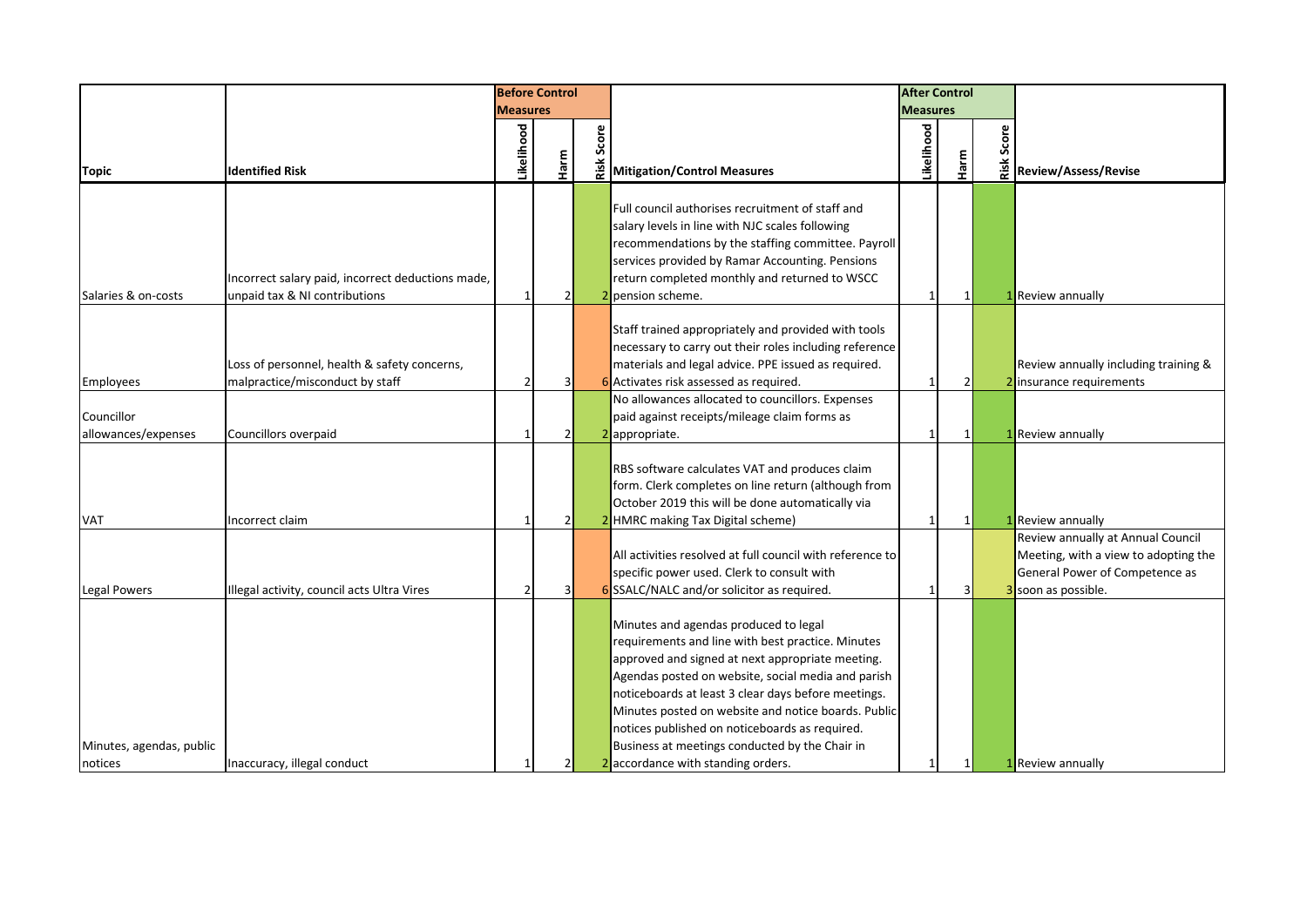| Topic | Identified Risk | Before Control Measures | | | Mitigation/Control Measures | After Control Measures | | | Review/Assess/Revise |
|---|---|---|---|---|---|---|---|---|---|
| | | Likelihood | Harm | Risk Score | | Likelihood | Harm | Risk Score | |
| Salaries & on-costs | Incorrect salary paid, incorrect deductions made, unpaid tax & NI contributions | 1 | 2 | 2 | Full council authorises recruitment of staff and salary levels in line with NJC scales following recommendations by the staffing committee. Payroll services provided by Ramar Accounting. Pensions return completed monthly and returned to WSCC pension scheme. | 1 | 1 | 1 | Review annually |
| Employees | Loss of personnel, health & safety concerns, malpractice/misconduct by staff | 2 | 3 | 6 | Staff trained appropriately and provided with tools necessary to carry out their roles including reference materials and legal advice. PPE issued as required. Activates risk assessed as required. | 1 | 2 | 2 | Review annually including training & insurance requirements |
| Councillor allowances/expenses | Councillors overpaid | 1 | 2 | 2 | No allowances allocated to councillors. Expenses paid against receipts/mileage claim forms as appropriate. | 1 | 1 | 1 | Review annually |
| VAT | Incorrect claim | 1 | 2 | 2 | RBS software calculates VAT and produces claim form. Clerk completes on line return (although from October 2019 this will be done automatically via HMRC making Tax Digital scheme) | 1 | 1 | 1 | Review annually |
| Legal Powers | Illegal activity, council acts Ultra Vires | 2 | 3 | 6 | All activities resolved at full council with reference to specific power used. Clerk to consult with SSALC/NALC and/or solicitor as required. | 1 | 3 | 3 | Review annually at Annual Council Meeting, with a view to adopting the General Power of Competence as soon as possible. |
| Minutes, agendas, public notices | Inaccuracy, illegal conduct | 1 | 2 | 2 | Minutes and agendas produced to legal requirements and line with best practice. Minutes approved and signed at next appropriate meeting. Agendas posted on website, social media and parish noticeboards at least 3 clear days before meetings. Minutes posted on website and notice boards. Public notices published on noticeboards as required. Business at meetings conducted by the Chair in accordance with standing orders. | 1 | 1 | 1 | Review annually |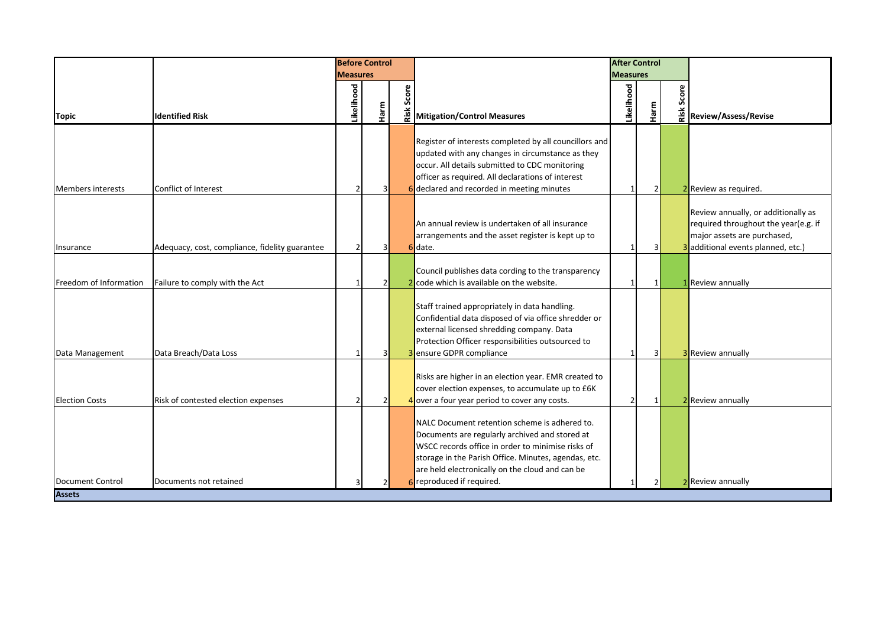| Topic | Identified Risk | Before Control Measures | | | Mitigation/Control Measures | After Control Measures | | | Review/Assess/Revise |
|---|---|---|---|---|---|---|---|---|---|
| | | Likelihood | Harm | Risk Score | | Likelihood | Harm | Risk Score | |
| Members interests | Conflict of Interest | 2 | 3 | 6 | Register of interests completed by all councillors and updated with any changes in circumstance as they occur. All details submitted to CDC monitoring officer as required. All declarations of interest declared and recorded in meeting minutes | 1 | 2 | 2 | Review as required. |
| Insurance | Adequacy, cost, compliance, fidelity guarantee | 2 | 3 | 6 | An annual review is undertaken of all insurance arrangements and the asset register is kept up to date. | 1 | 3 | 3 | Review annually, or additionally as required throughout the year(e.g. if major assets are purchased, additional events planned, etc.) |
| Freedom of Information | Failure to comply with the Act | 1 | 2 | 2 | Council publishes data cording to the transparency code which is available on the website. | 1 | 1 | 1 | Review annually |
| Data Management | Data Breach/Data Loss | 1 | 3 | 3 | Staff trained appropriately in data handling. Confidential data disposed of via office shredder or external licensed shredding company. Data Protection Officer responsibilities outsourced to ensure GDPR compliance | 1 | 3 | 3 | Review annually |
| Election Costs | Risk of contested election expenses | 2 | 2 | 4 | Risks are higher in an election year. EMR created to cover election expenses, to accumulate up to £6K over a four year period to cover any costs. | 2 | 1 | 2 | Review annually |
| Document Control | Documents not retained | 3 | 2 | 6 | NALC Document retention scheme is adhered to. Documents are regularly archived and stored at WSCC records office in order to minimise risks of storage in the Parish Office. Minutes, agendas, etc. are held electronically on the cloud and can be reproduced if required. | 1 | 2 | 2 | Review annually |
| **Assets** | | | | | | | | | |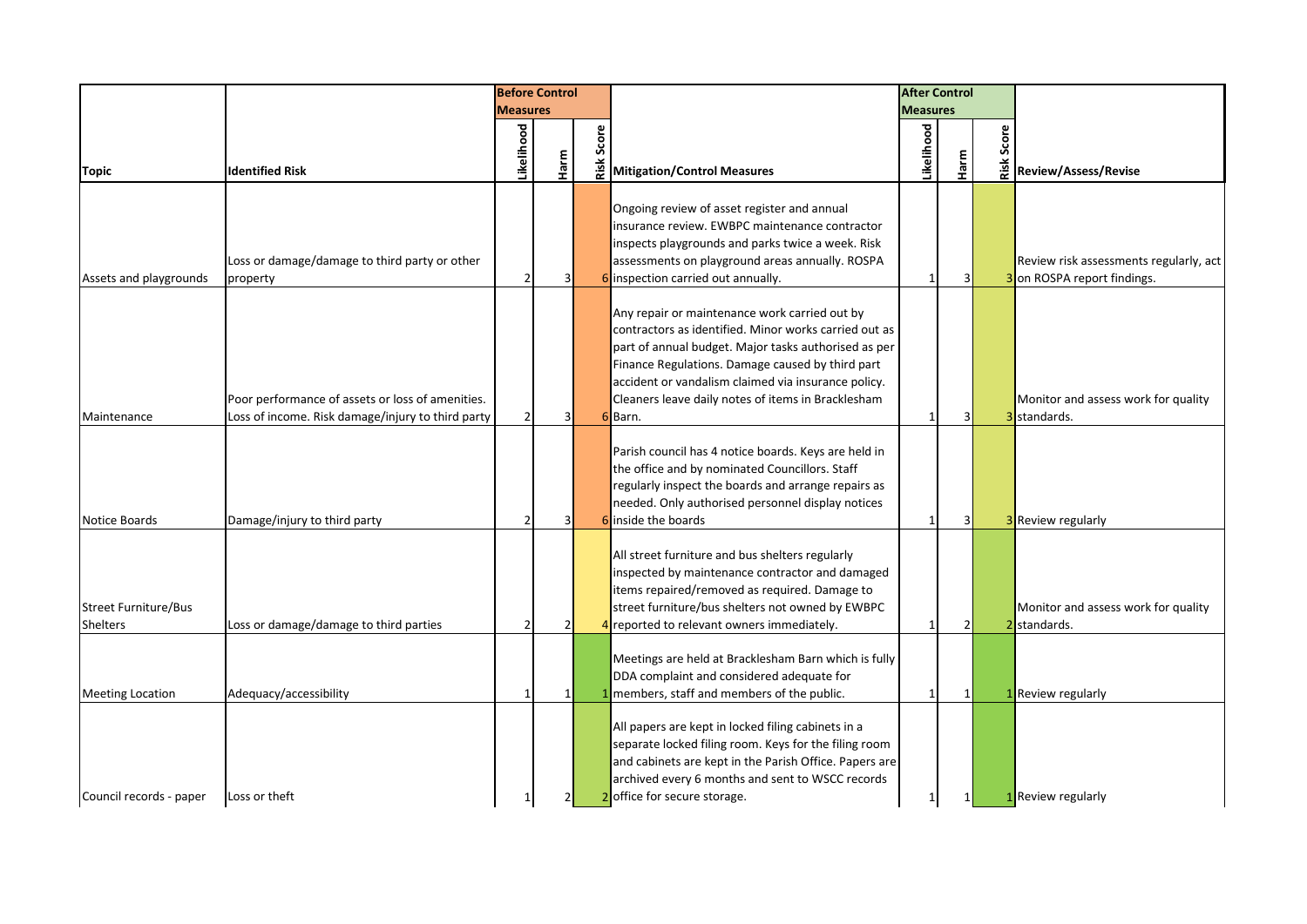| Topic | Identified Risk | Before Control Measures | | | Mitigation/Control Measures | After Control Measures | | | Review/Assess/Revise |
|---|---|---|---|---|---|---|---|---|---|
| | | Likelihood | Harm | Risk Score | | Likelihood | Harm | Risk Score | |
| Assets and playgrounds | Loss or damage/damage to third party or other property | 2 | 3 | 6 | Ongoing review of asset register and annual insurance review. EWBPC maintenance contractor inspects playgrounds and parks twice a week. Risk assessments on playground areas annually. ROSPA inspection carried out annually. | 1 | 3 | 3 | Review risk assessments regularly, act on ROSPA report findings. |
| Maintenance | Poor performance of assets or loss of amenities. Loss of income. Risk damage/injury to third party | 2 | 3 | 6 | Any repair or maintenance work carried out by contractors as identified. Minor works carried out as part of annual budget. Major tasks authorised as per Finance Regulations. Damage caused by third part accident or vandalism claimed via insurance policy. Cleaners leave daily notes of items in Bracklesham Barn. | 1 | 3 | 3 | Monitor and assess work for quality standards. |
| Notice Boards | Damage/injury to third party | 2 | 3 | 6 | Parish council has 4 notice boards. Keys are held in the office and by nominated Councillors. Staff regularly inspect the boards and arrange repairs as needed. Only authorised personnel display notices inside the boards | 1 | 3 | 3 | Review regularly |
| Street Furniture/Bus Shelters | Loss or damage/damage to third parties | 2 | 2 | 4 | All street furniture and bus shelters regularly inspected by maintenance contractor and damaged items repaired/removed as required. Damage to street furniture/bus shelters not owned by EWBPC reported to relevant owners immediately. | 1 | 2 | 2 | Monitor and assess work for quality standards. |
| Meeting Location | Adequacy/accessibility | 1 | 1 | 1 | Meetings are held at Bracklesham Barn which is fully DDA complaint and considered adequate for members, staff and members of the public. | 1 | 1 | 1 | Review regularly |
| Council records - paper | Loss or theft | 1 | 2 | 2 | All papers are kept in locked filing cabinets in a separate locked filing room. Keys for the filing room and cabinets are kept in the Parish Office. Papers are archived every 6 months and sent to WSCC records office for secure storage. | 1 | 1 | 1 | Review regularly |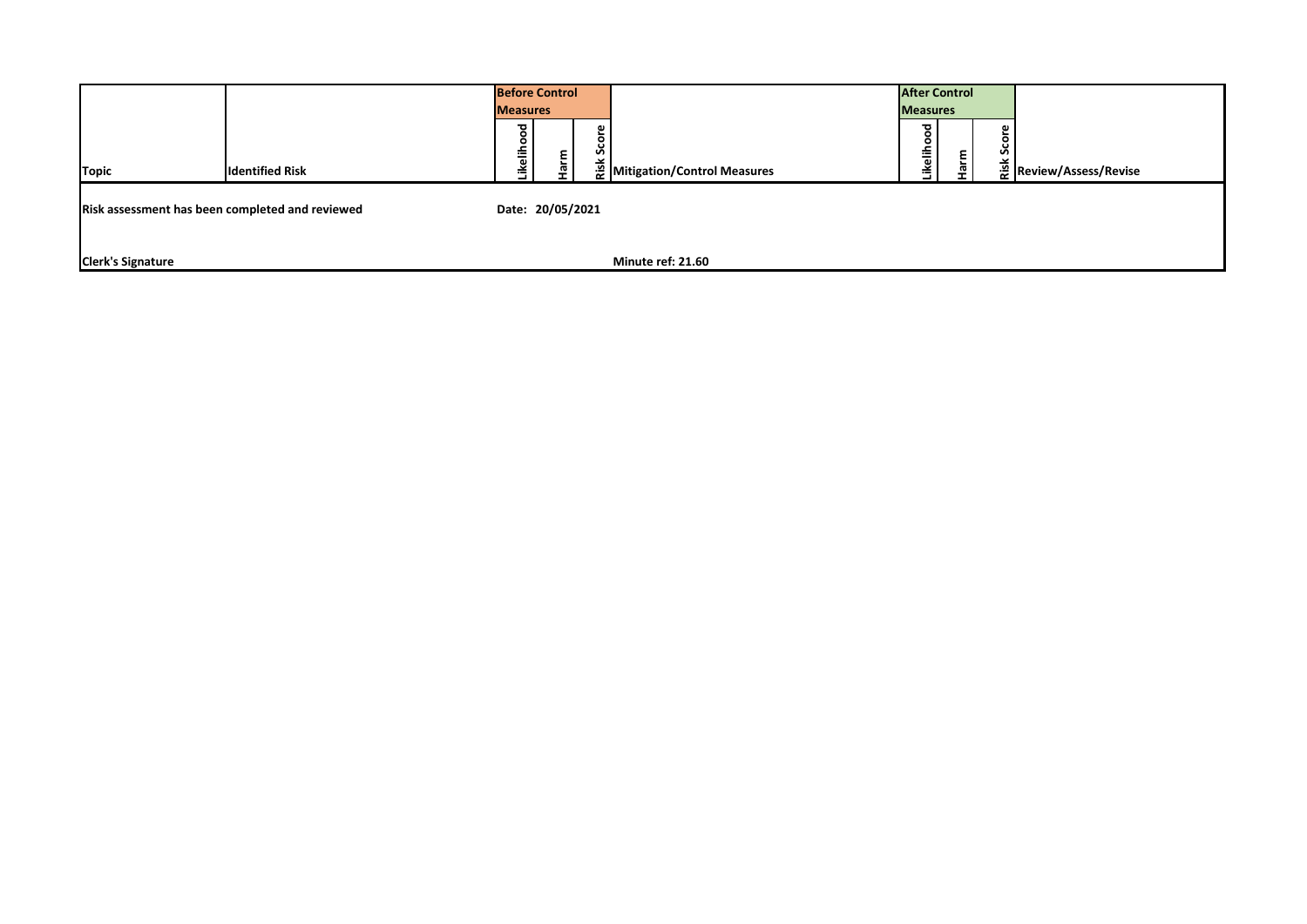| Topic | Identified Risk | Before Control Measures | | | Mitigation/Control Measures | After Control Measures | | | Review/Assess/Revise |
|---|---|---|---|---|---|---|---|---|---|
| | | Likelihood | Harm | Risk Score | | Likelihood | Harm | Risk Score | |
| **Risk assessment has been completed and reviewed** | | **Date: 20/05/2021** | | | | | | | |
| **Clerk's Signature** | | | | | **Minute ref: 21.60** | | | | |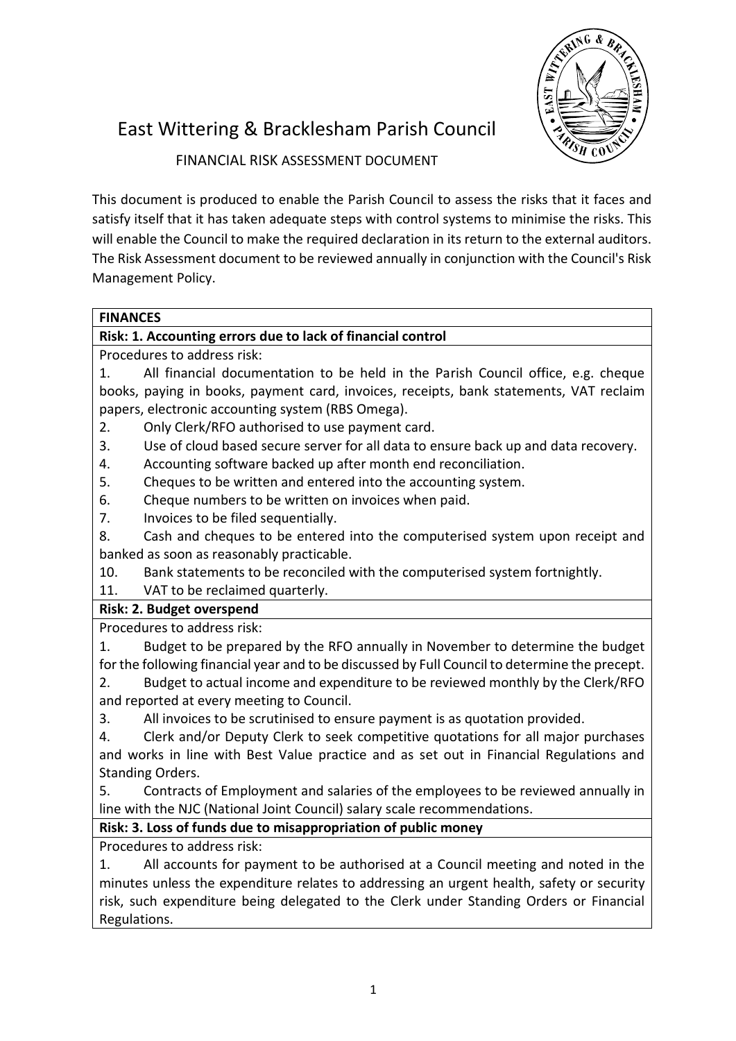# East Wittering & Bracklesham Parish Council

FINANCIAL RISK ASSESSMENT DOCUMENT

This document is produced to enable the Parish Council to assess the risks that it faces and satisfy itself that it has taken adequate steps with control systems to minimise the risks. This will enable the Council to make the required declaration in its return to the external auditors. The Risk Assessment document to be reviewed annually in conjunction with the Council's Risk Management Policy.

## FINANCES

### Risk: 1. Accounting errors due to lack of financial control

Procedures to address risk:

1. All financial documentation to be held in the Parish Council office, e.g. cheque books, paying in books, payment card, invoices, receipts, bank statements, VAT reclaim papers, electronic accounting system (RBS Omega).
2. Only Clerk/RFO authorised to use payment card.
3. Use of cloud based secure server for all data to ensure back up and data recovery.
4. Accounting software backed up after month end reconciliation.
5. Cheques to be written and entered into the accounting system.
6. Cheque numbers to be written on invoices when paid.
7. Invoices to be filed sequentially.
8. Cash and cheques to be entered into the computerised system upon receipt and banked as soon as reasonably practicable.

10. Bank statements to be reconciled with the computerised system fortnightly.
11. VAT to be reclaimed quarterly.

### Risk: 2. Budget overspend

Procedures to address risk:

1. Budget to be prepared by the RFO annually in November to determine the budget for the following financial year and to be discussed by Full Council to determine the precept.
2. Budget to actual income and expenditure to be reviewed monthly by the Clerk/RFO and reported at every meeting to Council.
3. All invoices to be scrutinised to ensure payment is as quotation provided.
4. Clerk and/or Deputy Clerk to seek competitive quotations for all major purchases and works in line with Best Value practice and as set out in Financial Regulations and Standing Orders.
5. Contracts of Employment and salaries of the employees to be reviewed annually in line with the NJC (National Joint Council) salary scale recommendations.

### Risk: 3. Loss of funds due to misappropriation of public money

Procedures to address risk:

1. All accounts for payment to be authorised at a Council meeting and noted in the minutes unless the expenditure relates to addressing an urgent health, safety or security risk, such expenditure being delegated to the Clerk under Standing Orders or Financial Regulations.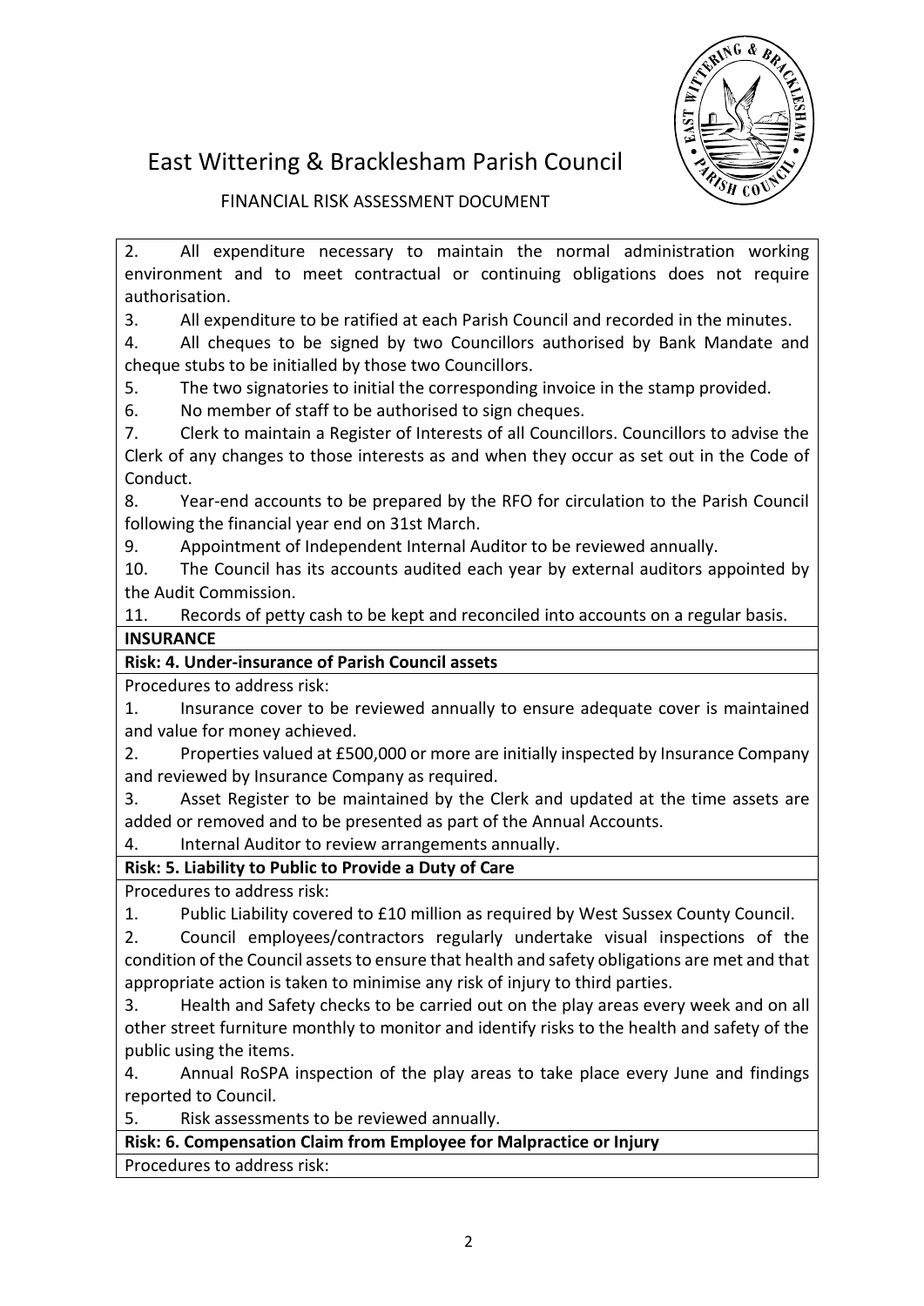# East Wittering & Bracklesham Parish Council

FINANCIAL RISK ASSESSMENT DOCUMENT

2. All expenditure necessary to maintain the normal administration working environment and to meet contractual or continuing obligations does not require authorisation.
3. All expenditure to be ratified at each Parish Council and recorded in the minutes.
4. All cheques to be signed by two Councillors authorised by Bank Mandate and cheque stubs to be initialled by those two Councillors.
5. The two signatories to initial the corresponding invoice in the stamp provided.
6. No member of staff to be authorised to sign cheques.
7. Clerk to maintain a Register of Interests of all Councillors. Councillors to advise the Clerk of any changes to those interests as and when they occur as set out in the Code of Conduct.
8. Year-end accounts to be prepared by the RFO for circulation to the Parish Council following the financial year end on 31st March.
9. Appointment of Independent Internal Auditor to be reviewed annually.
10. The Council has its accounts audited each year by external auditors appointed by the Audit Commission.
11. Records of petty cash to be kept and reconciled into accounts on a regular basis.

**INSURANCE**

**Risk: 4. Under-insurance of Parish Council assets**

Procedures to address risk:

1. Insurance cover to be reviewed annually to ensure adequate cover is maintained and value for money achieved.
2. Properties valued at £500,000 or more are initially inspected by Insurance Company and reviewed by Insurance Company as required.
3. Asset Register to be maintained by the Clerk and updated at the time assets are added or removed and to be presented as part of the Annual Accounts.
4. Internal Auditor to review arrangements annually.

**Risk: 5. Liability to Public to Provide a Duty of Care**

Procedures to address risk:

1. Public Liability covered to £10 million as required by West Sussex County Council.
2. Council employees/contractors regularly undertake visual inspections of the condition of the Council assets to ensure that health and safety obligations are met and that appropriate action is taken to minimise any risk of injury to third parties.
3. Health and Safety checks to be carried out on the play areas every week and on all other street furniture monthly to monitor and identify risks to the health and safety of the public using the items.
4. Annual RoSPA inspection of the play areas to take place every June and findings reported to Council.
5. Risk assessments to be reviewed annually.

**Risk: 6. Compensation Claim from Employee for Malpractice or Injury**

Procedures to address risk: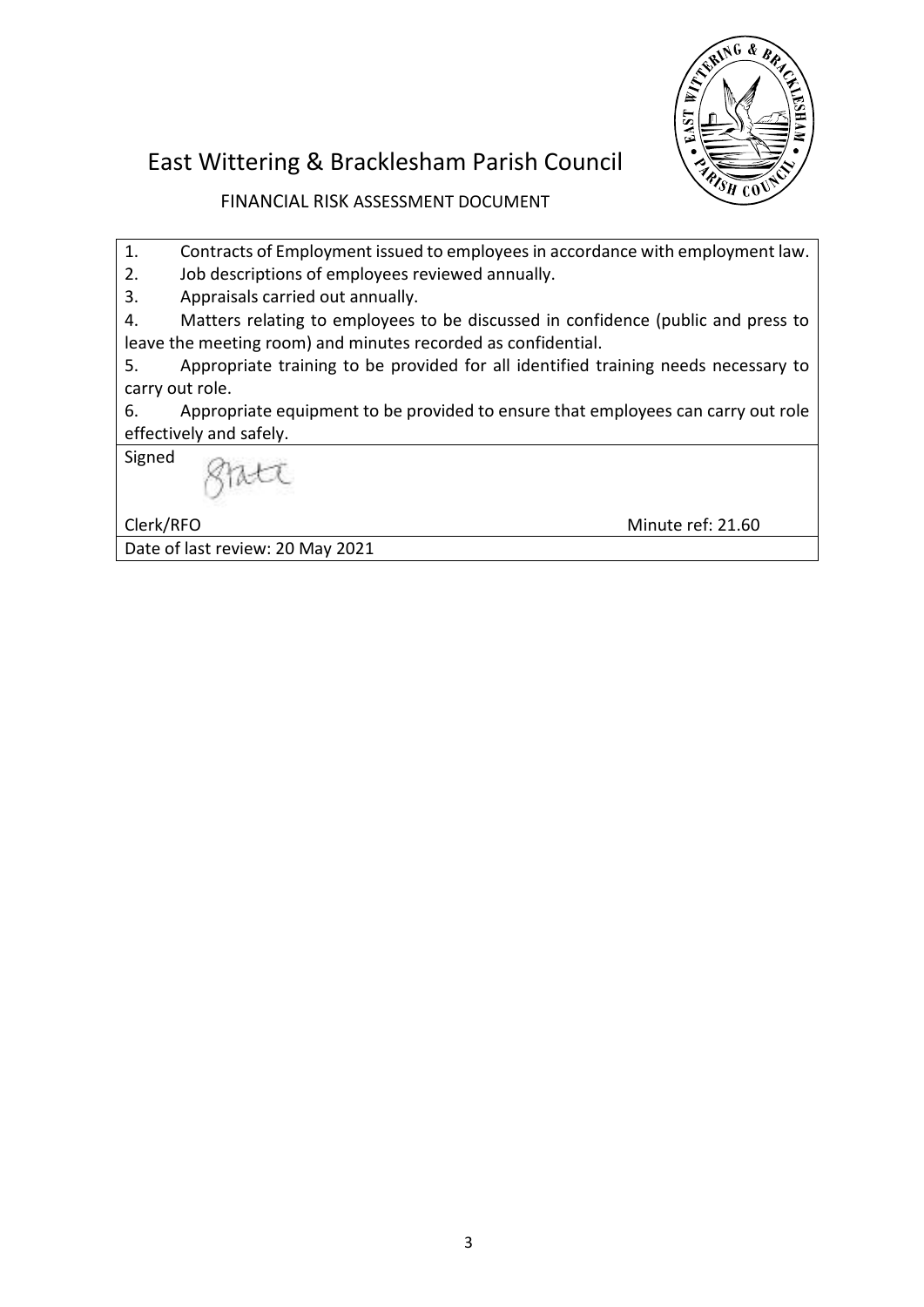# East Wittering & Bracklesham Parish Council

FINANCIAL RISK ASSESSMENT DOCUMENT

1. Contracts of Employment issued to employees in accordance with employment law.
2. Job descriptions of employees reviewed annually.
3. Appraisals carried out annually.
4. Matters relating to employees to be discussed in confidence (public and press to leave the meeting room) and minutes recorded as confidential.
5. Appropriate training to be provided for all identified training needs necessary to carry out role.
6. Appropriate equipment to be provided to ensure that employees can carry out role effectively and safely.

Signed

Clerk/RFO Minute ref: 21.60

Date of last review: 20 May 2021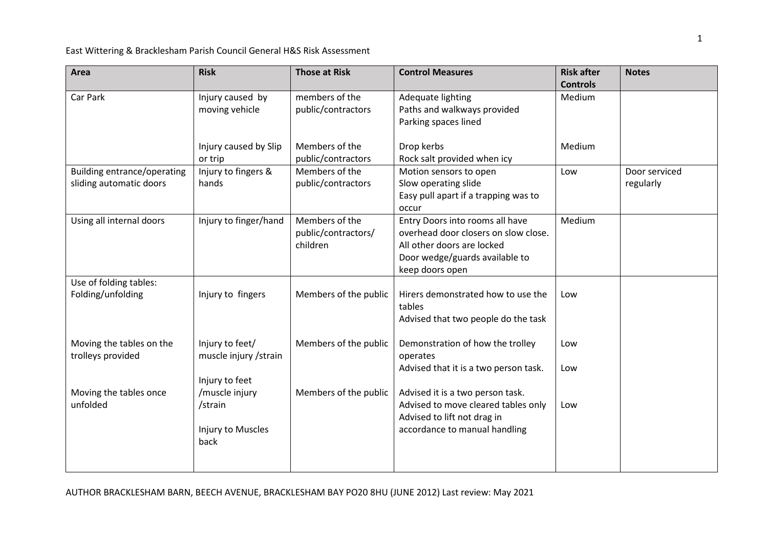East Wittering & Bracklesham Parish Council General H&S Risk Assessment

| Area | Risk | Those at Risk | Control Measures | Risk after Controls | Notes |
|---|---|---|---|---|---|
| Car Park | Injury caused by moving vehicle | members of the public/contractors | Adequate lighting<br>Paths and walkways provided<br>Parking spaces lined | Medium | |
| | Injury caused by Slip or trip | Members of the public/contractors | Drop kerbs<br>Rock salt provided when icy | Medium | |
| Building entrance/operating sliding automatic doors | Injury to fingers & hands | Members of the public/contractors | Motion sensors to open<br>Slow operating slide<br>Easy pull apart if a trapping was to occur | Low | Door serviced regularly |
| Using all internal doors | Injury to finger/hand | Members of the public/contractors/ children | Entry Doors into rooms all have overhead door closers on slow close.<br>All other doors are locked<br>Door wedge/guards available to keep doors open | Medium | |
| Use of folding tables:<br>Folding/unfolding | Injury to fingers | Members of the public | Hirers demonstrated how to use the tables<br>Advised that two people do the task | Low | |
| Moving the tables on the trolleys provided | Injury to feet/ muscle injury /strain | Members of the public | Demonstration of how the trolley operates<br>Advised that it is a two person task. | Low<br>Low | |
| Moving the tables once unfolded | Injury to feet /muscle injury /strain<br>Injury to Muscles back | Members of the public | Advised it is a two person task.<br>Advised to move cleared tables only<br>Advised to lift not drag in accordance to manual handling | Low | |

AUTHOR BRACKLESHAM BARN, BEECH AVENUE, BRACKLESHAM BAY PO20 8HU (JUNE 2012) Last review: May 2021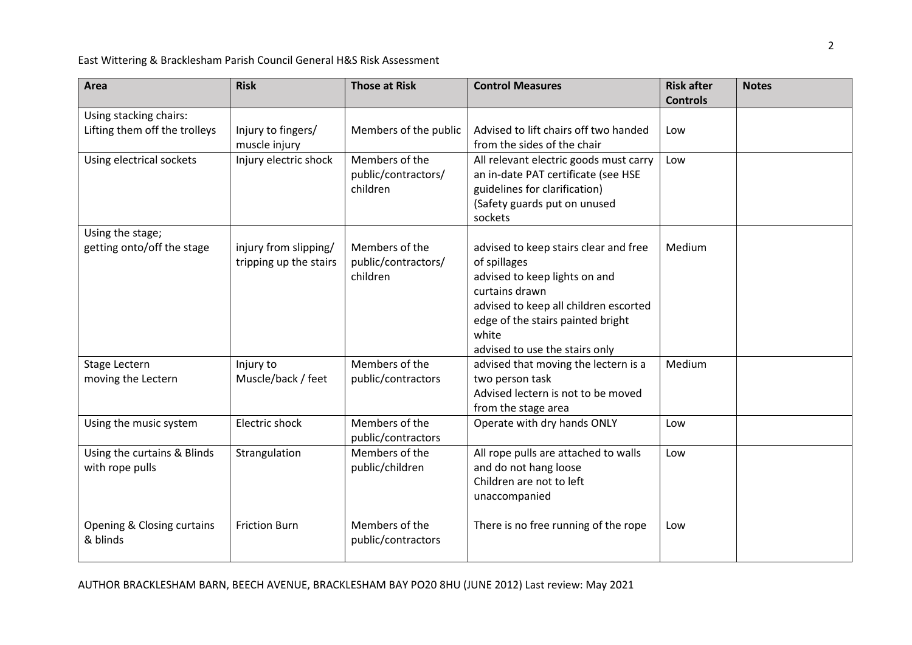| Area | Risk | Those at Risk | Control Measures | Risk after Controls | Notes |
|---|---|---|---|---|---|
| Using stacking chairs:<br>Lifting them off the trolleys | Injury to fingers/ muscle injury | Members of the public | Advised to lift chairs off two handed from the sides of the chair | Low | |
| Using electrical sockets | Injury electric shock | Members of the public/contractors/ children | All relevant electric goods must carry an in-date PAT certificate (see HSE guidelines for clarification)<br>(Safety guards put on unused sockets | Low | |
| Using the stage;<br>getting onto/off the stage | injury from slipping/ tripping up the stairs | Members of the public/contractors/ children | advised to keep stairs clear and free of spillages<br>advised to keep lights on and curtains drawn<br>advised to keep all children escorted<br>edge of the stairs painted bright white<br>advised to use the stairs only | Medium | |
| Stage Lectern<br>moving the Lectern | Injury to Muscle/back / feet | Members of the public/contractors | advised that moving the lectern is a two person task<br>Advised lectern is not to be moved from the stage area | Medium | |
| Using the music system | Electric shock | Members of the public/contractors | Operate with dry hands ONLY | Low | |
| Using the curtains & Blinds with rope pulls | Strangulation | Members of the public/children | All rope pulls are attached to walls and do not hang loose<br>Children are not to left unaccompanied | Low | |
| Opening & Closing curtains & blinds | Friction Burn | Members of the public/contractors | There is no free running of the rope | Low | |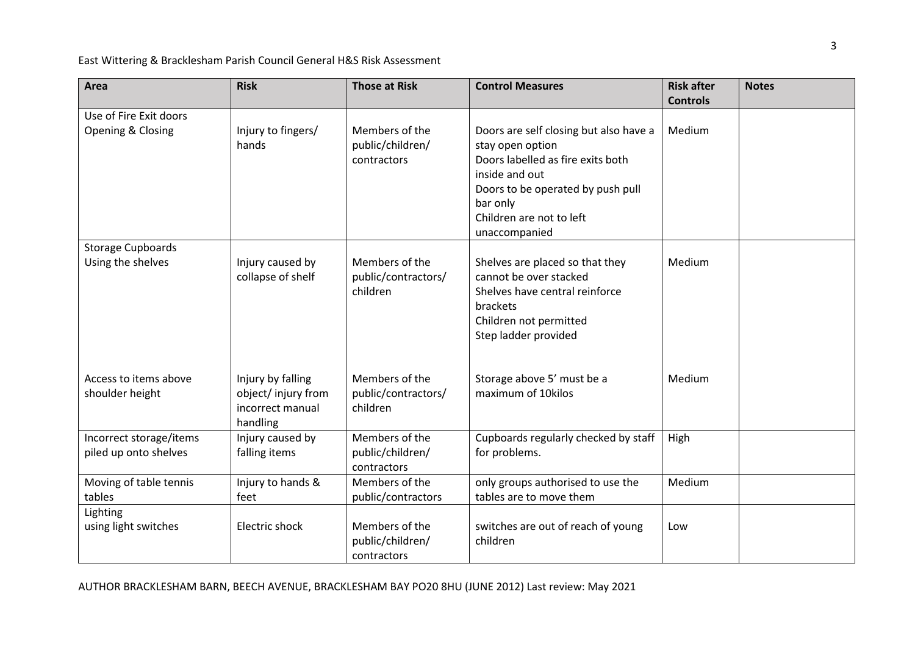| Area | Risk | Those at Risk | Control Measures | Risk after Controls | Notes |
|---|---|---|---|---|---|
| Use of Fire Exit doors<br>Opening & Closing | Injury to fingers/ hands | Members of the public/children/ contractors | Doors are self closing but also have a stay open option<br>Doors labelled as fire exits both inside and out<br>Doors to be operated by push pull bar only<br>Children are not to left unaccompanied | Medium | |
| Storage Cupboards<br>Using the shelves | Injury caused by collapse of shelf | Members of the public/contractors/ children | Shelves are placed so that they cannot be over stacked<br>Shelves have central reinforce brackets<br>Children not permitted<br>Step ladder provided | Medium | |
| Access to items above shoulder height | Injury by falling object/ injury from incorrect manual handling | Members of the public/contractors/ children | Storage above 5' must be a maximum of 10kilos | Medium | |
| Incorrect storage/items piled up onto shelves | Injury caused by falling items | Members of the public/children/ contractors | Cupboards regularly checked by staff for problems. | High | |
| Moving of table tennis tables | Injury to hands & feet | Members of the public/contractors | only groups authorised to use the tables are to move them | Medium | |
| Lighting<br>using light switches | Electric shock | Members of the public/children/ contractors | switches are out of reach of young children | Low | |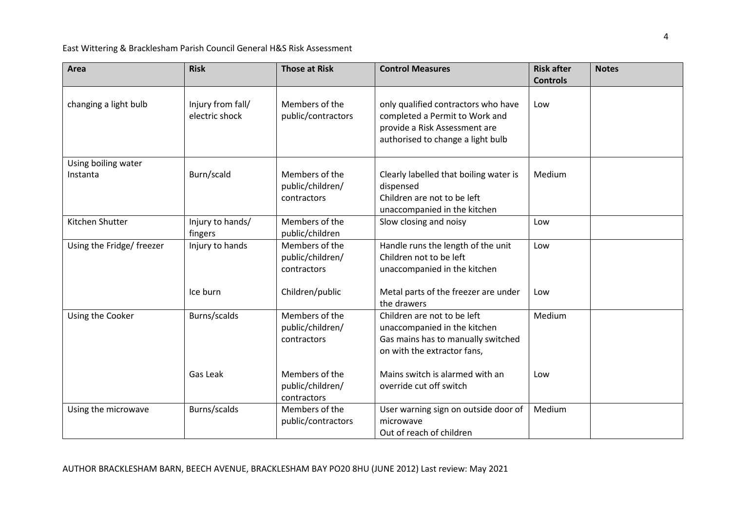| Area | Risk | Those at Risk | Control Measures | Risk after Controls | Notes |
|---|---|---|---|---|---|
| changing a light bulb | Injury from fall/ electric shock | Members of the public/contractors | only qualified contractors who have completed a Permit to Work and provide a Risk Assessment are authorised to change a light bulb | Low | |
| Using boiling water Instanta | Burn/scald | Members of the public/children/ contractors | Clearly labelled that boiling water is dispensed<br>Children are not to be left unaccompanied in the kitchen | Medium | |
| Kitchen Shutter | Injury to hands/ fingers | Members of the public/children | Slow closing and noisy | Low | |
| Using the Fridge/ freezer | Injury to hands | Members of the public/children/ contractors | Handle runs the length of the unit<br>Children not to be left unaccompanied in the kitchen | Low | |
| | Ice burn | Children/public | Metal parts of the freezer are under the drawers | Low | |
| Using the Cooker | Burns/scalds | Members of the public/children/ contractors | Children are not to be left unaccompanied in the kitchen<br>Gas mains has to manually switched on with the extractor fans, | Medium | |
| | Gas Leak | Members of the public/children/ contractors | Mains switch is alarmed with an override cut off switch | Low | |
| Using the microwave | Burns/scalds | Members of the public/contractors | User warning sign on outside door of microwave<br>Out of reach of children | Medium | |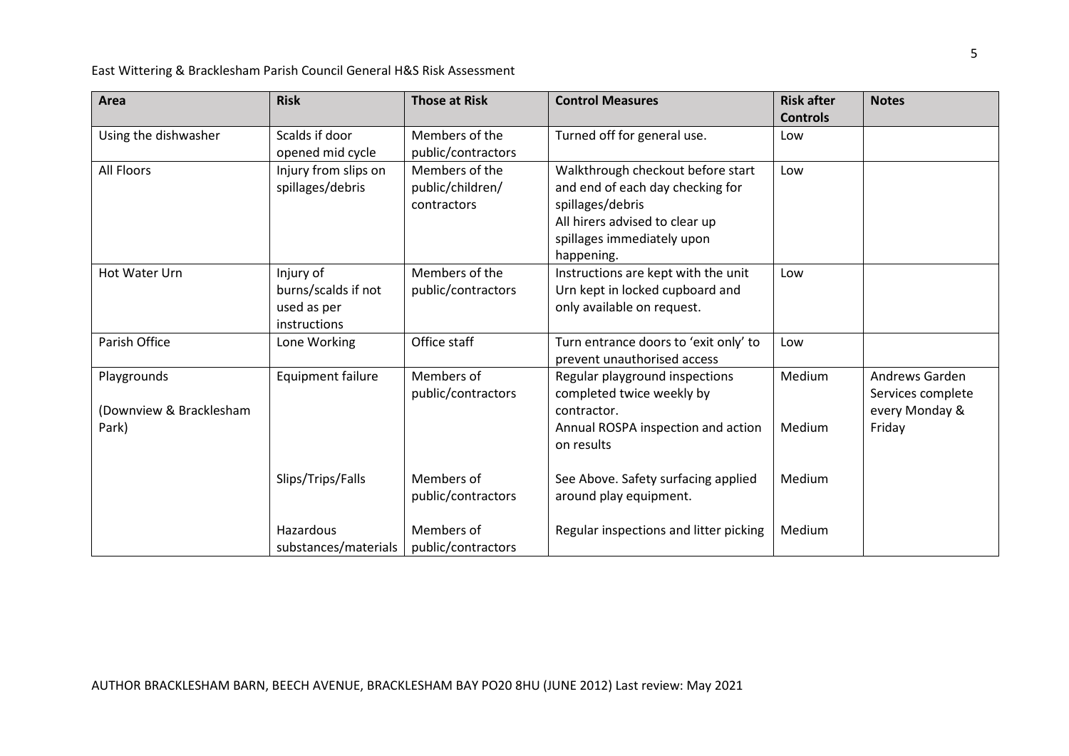| Area | Risk | Those at Risk | Control Measures | Risk after Controls | Notes |
|---|---|---|---|---|---|
| Using the dishwasher | Scalds if door opened mid cycle | Members of the public/contractors | Turned off for general use. | Low | |
| All Floors | Injury from slips on spillages/debris | Members of the public/children/ contractors | Walkthrough checkout before start and end of each day checking for spillages/debris<br>All hirers advised to clear up spillages immediately upon happening. | Low | |
| Hot Water Urn | Injury of burns/scalds if not used as per instructions | Members of the public/contractors | Instructions are kept with the unit<br>Urn kept in locked cupboard and only available on request. | Low | |
| Parish Office | Lone Working | Office staff | Turn entrance doors to 'exit only' to prevent unauthorised access | Low | |
| Playgrounds<br><br>(Downview & Bracklesham Park) | Equipment failure | Members of public/contractors | Regular playground inspections completed twice weekly by contractor.<br>Annual ROSPA inspection and action on results | Medium<br><br>Medium | Andrews Garden Services complete every Monday & Friday |
| | Slips/Trips/Falls | Members of public/contractors | See Above. Safety surfacing applied around play equipment. | Medium | |
| | Hazardous substances/materials | Members of public/contractors | Regular inspections and litter picking | Medium | |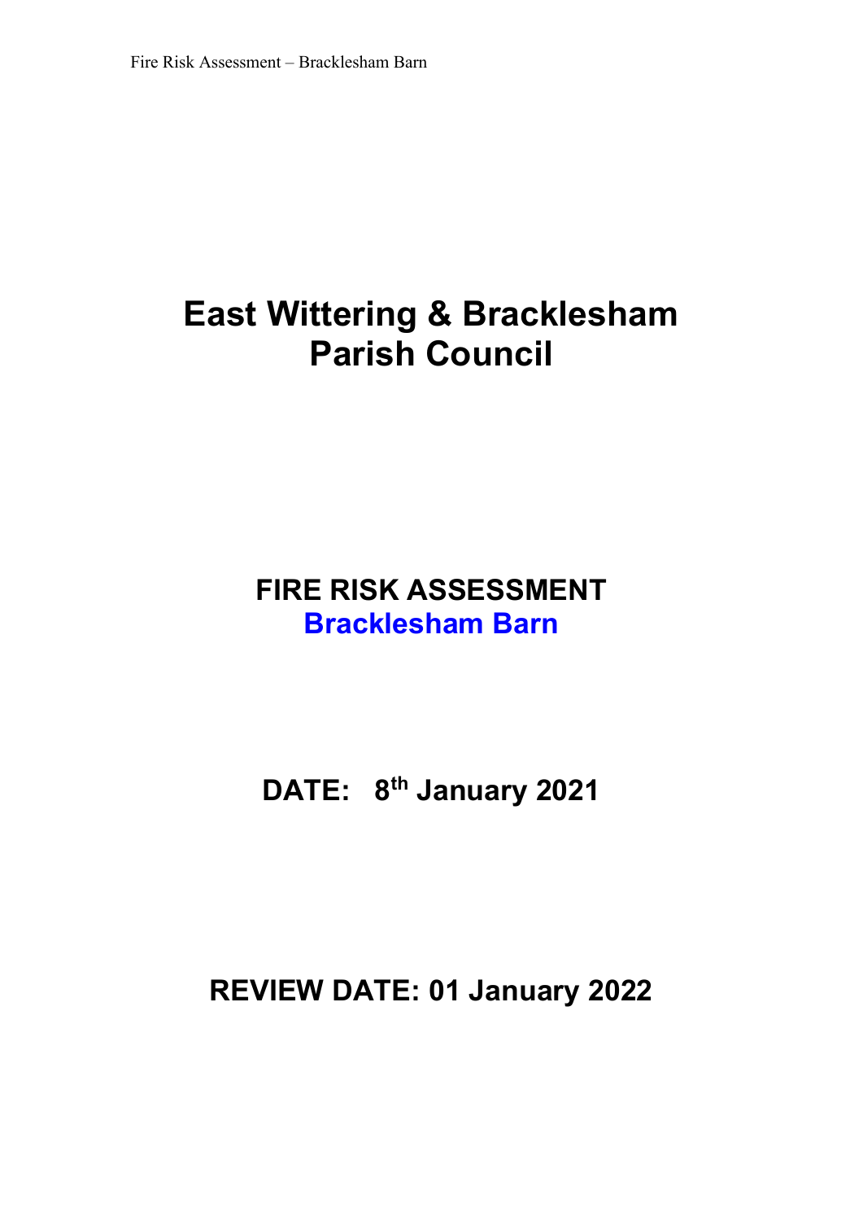# East Wittering & Bracklesham Parish Council

## FIRE RISK ASSESSMENT
## Bracklesham Barn

## DATE: 8th January 2021

## REVIEW DATE: 01 January 2022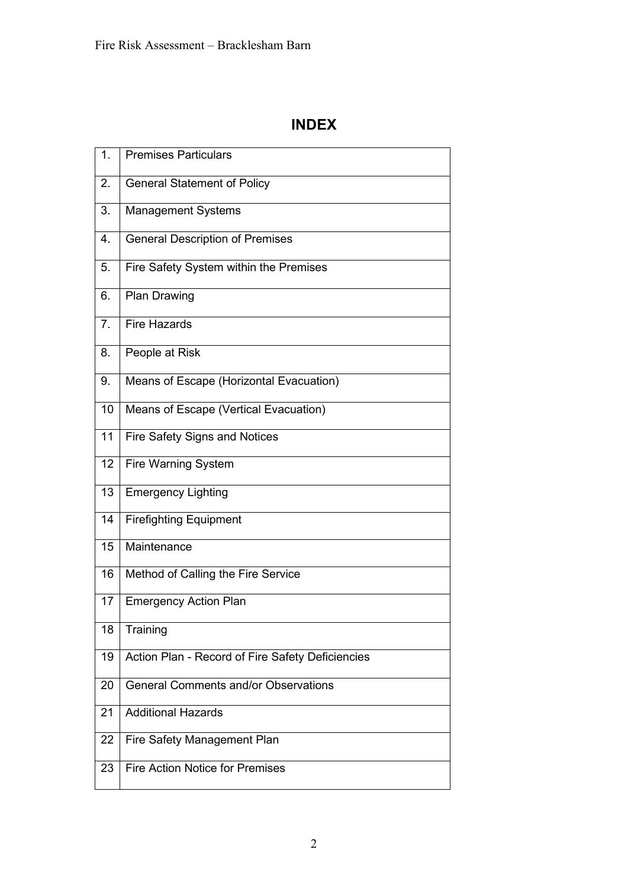# INDEX

| | |
|---|---|
| 1. | Premises Particulars |
| 2. | General Statement of Policy |
| 3. | Management Systems |
| 4. | General Description of Premises |
| 5. | Fire Safety System within the Premises |
| 6. | Plan Drawing |
| 7. | Fire Hazards |
| 8. | People at Risk |
| 9. | Means of Escape (Horizontal Evacuation) |
| 10 | Means of Escape (Vertical Evacuation) |
| 11 | Fire Safety Signs and Notices |
| 12 | Fire Warning System |
| 13 | Emergency Lighting |
| 14 | Firefighting Equipment |
| 15 | Maintenance |
| 16 | Method of Calling the Fire Service |
| 17 | Emergency Action Plan |
| 18 | Training |
| 19 | Action Plan - Record of Fire Safety Deficiencies |
| 20 | General Comments and/or Observations |
| 21 | Additional Hazards |
| 22 | Fire Safety Management Plan |
| 23 | Fire Action Notice for Premises |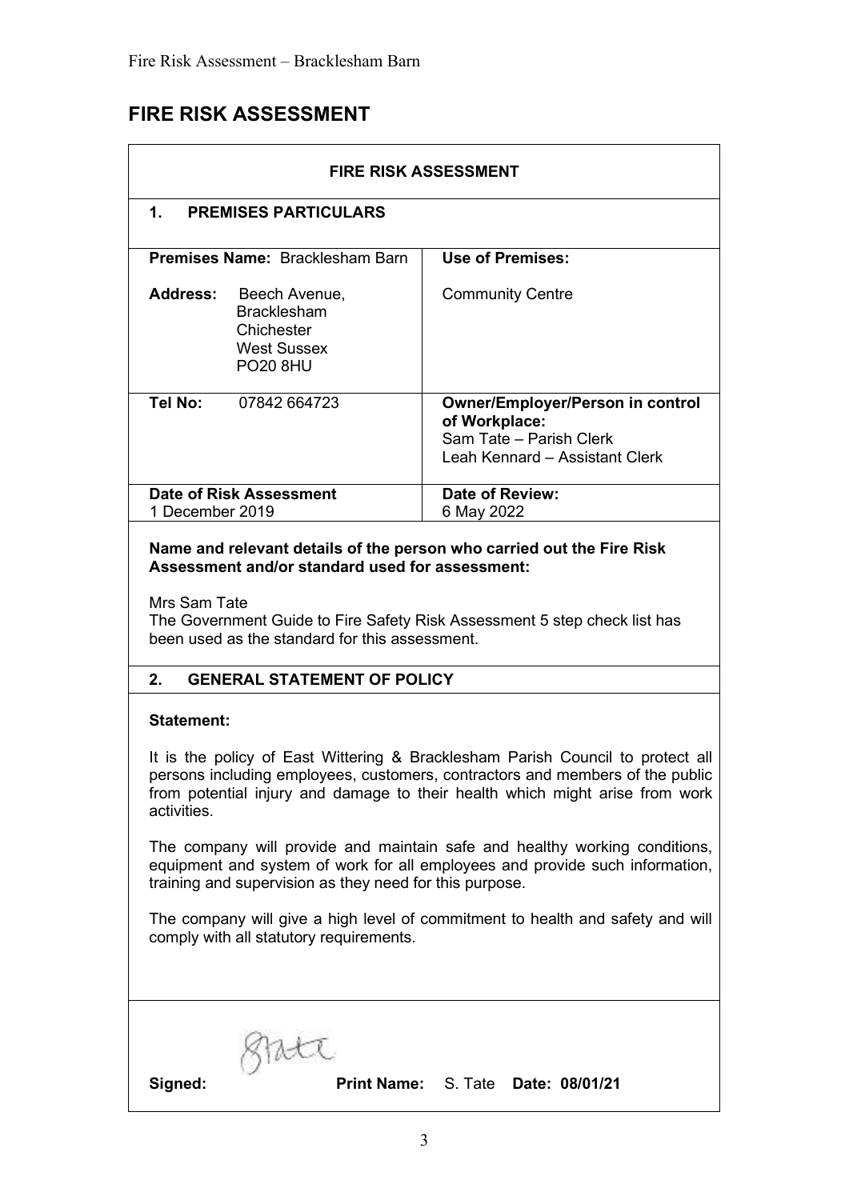# FIRE RISK ASSESSMENT

| FIRE RISK ASSESSMENT | |
|---|---|
| **1. PREMISES PARTICULARS** | |
| **Premises Name:** Bracklesham Barn<br><br>**Address:** Beech Avenue, Bracklesham, Chichester, West Sussex, PO20 8HU | **Use of Premises:**<br><br>Community Centre |
| **Tel No:** 07842 664723 | **Owner/Employer/Person in control of Workplace:**<br>Sam Tate – Parish Clerk<br>Leah Kennard – Assistant Clerk |
| **Date of Risk Assessment**<br>1 December 2019 | **Date of Review:**<br>6 May 2022 |

**Name and relevant details of the person who carried out the Fire Risk Assessment and/or standard used for assessment:**

Mrs Sam Tate
The Government Guide to Fire Safety Risk Assessment 5 step check list has been used as the standard for this assessment.

## 2. GENERAL STATEMENT OF POLICY

**Statement:**

It is the policy of East Wittering & Bracklesham Parish Council to protect all persons including employees, customers, contractors and members of the public from potential injury and damage to their health which might arise from work activities.

The company will provide and maintain safe and healthy working conditions, equipment and system of work for all employees and provide such information, training and supervision as they need for this purpose.

The company will give a high level of commitment to health and safety and will comply with all statutory requirements.

**Signed:** STate **Print Name:** S. Tate **Date: 08/01/21**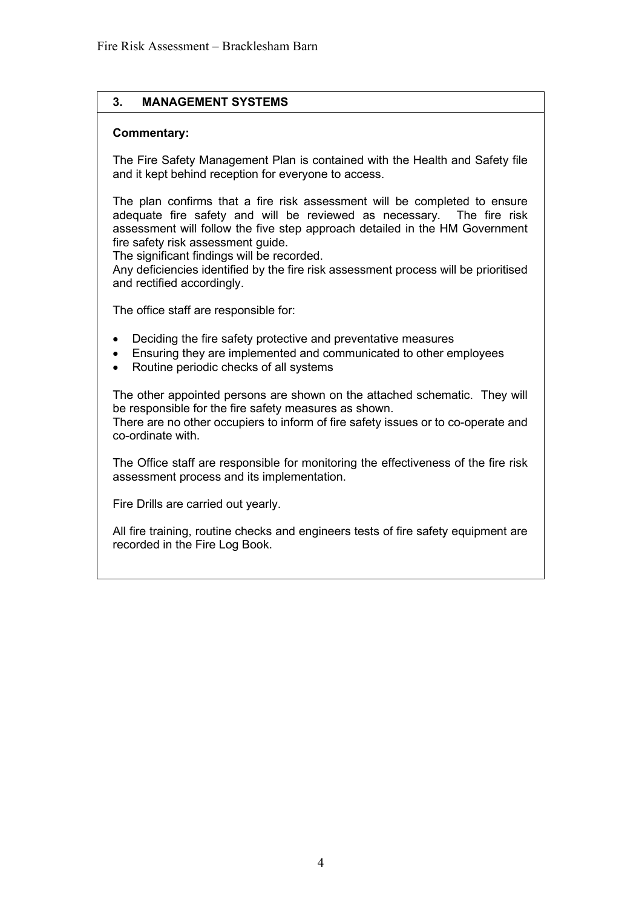## 3. MANAGEMENT SYSTEMS

**Commentary:**

The Fire Safety Management Plan is contained with the Health and Safety file and it kept behind reception for everyone to access.

The plan confirms that a fire risk assessment will be completed to ensure adequate fire safety and will be reviewed as necessary. The fire risk assessment will follow the five step approach detailed in the HM Government fire safety risk assessment guide.
The significant findings will be recorded.
Any deficiencies identified by the fire risk assessment process will be prioritised and rectified accordingly.

The office staff are responsible for:

- Deciding the fire safety protective and preventative measures
- Ensuring they are implemented and communicated to other employees
- Routine periodic checks of all systems

The other appointed persons are shown on the attached schematic. They will be responsible for the fire safety measures as shown.
There are no other occupiers to inform of fire safety issues or to co-operate and co-ordinate with.

The Office staff are responsible for monitoring the effectiveness of the fire risk assessment process and its implementation.

Fire Drills are carried out yearly.

All fire training, routine checks and engineers tests of fire safety equipment are recorded in the Fire Log Book.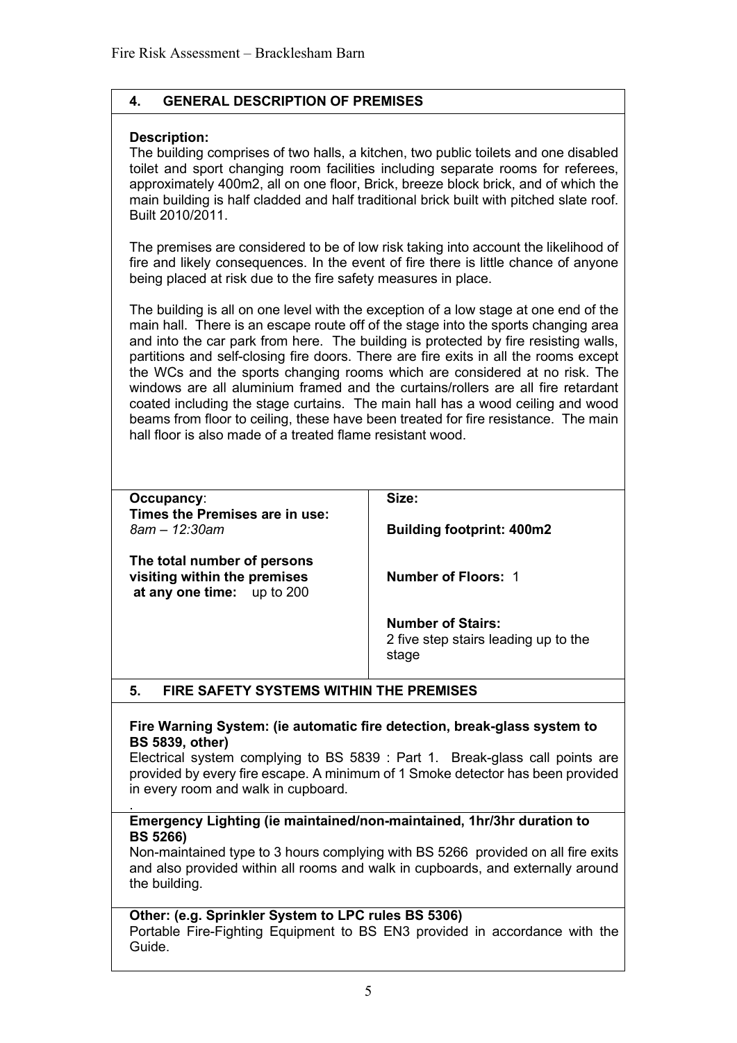## 4. GENERAL DESCRIPTION OF PREMISES

**Description:**

The building comprises of two halls, a kitchen, two public toilets and one disabled toilet and sport changing room facilities including separate rooms for referees, approximately 400m2, all on one floor, Brick, breeze block brick, and of which the main building is half cladded and half traditional brick built with pitched slate roof. Built 2010/2011.

The premises are considered to be of low risk taking into account the likelihood of fire and likely consequences. In the event of fire there is little chance of anyone being placed at risk due to the fire safety measures in place.

The building is all on one level with the exception of a low stage at one end of the main hall. There is an escape route off of the stage into the sports changing area and into the car park from here. The building is protected by fire resisting walls, partitions and self-closing fire doors. There are fire exits in all the rooms except the WCs and the sports changing rooms which are considered at no risk. The windows are all aluminium framed and the curtains/rollers are all fire retardant coated including the stage curtains. The main hall has a wood ceiling and wood beams from floor to ceiling, these have been treated for fire resistance. The main hall floor is also made of a treated flame resistant wood.

| Occupancy: | Size: |
|---|---|
| **Times the Premises are in use:** *8am – 12:30am* | **Building footprint: 400m2** |
| **The total number of persons visiting within the premises at any one time:** up to 200 | **Number of Floors:** 1 |
| | **Number of Stairs:** 2 five step stairs leading up to the stage |

## 5. FIRE SAFETY SYSTEMS WITHIN THE PREMISES

**Fire Warning System: (ie automatic fire detection, break-glass system to BS 5839, other)**

Electrical system complying to BS 5839 : Part 1. Break-glass call points are provided by every fire escape. A minimum of 1 Smoke detector has been provided in every room and walk in cupboard.

.

**Emergency Lighting (ie maintained/non-maintained, 1hr/3hr duration to BS 5266)**

Non-maintained type to 3 hours complying with BS 5266 provided on all fire exits and also provided within all rooms and walk in cupboards, and externally around the building.

**Other: (e.g. Sprinkler System to LPC rules BS 5306)**

Portable Fire-Fighting Equipment to BS EN3 provided in accordance with the Guide.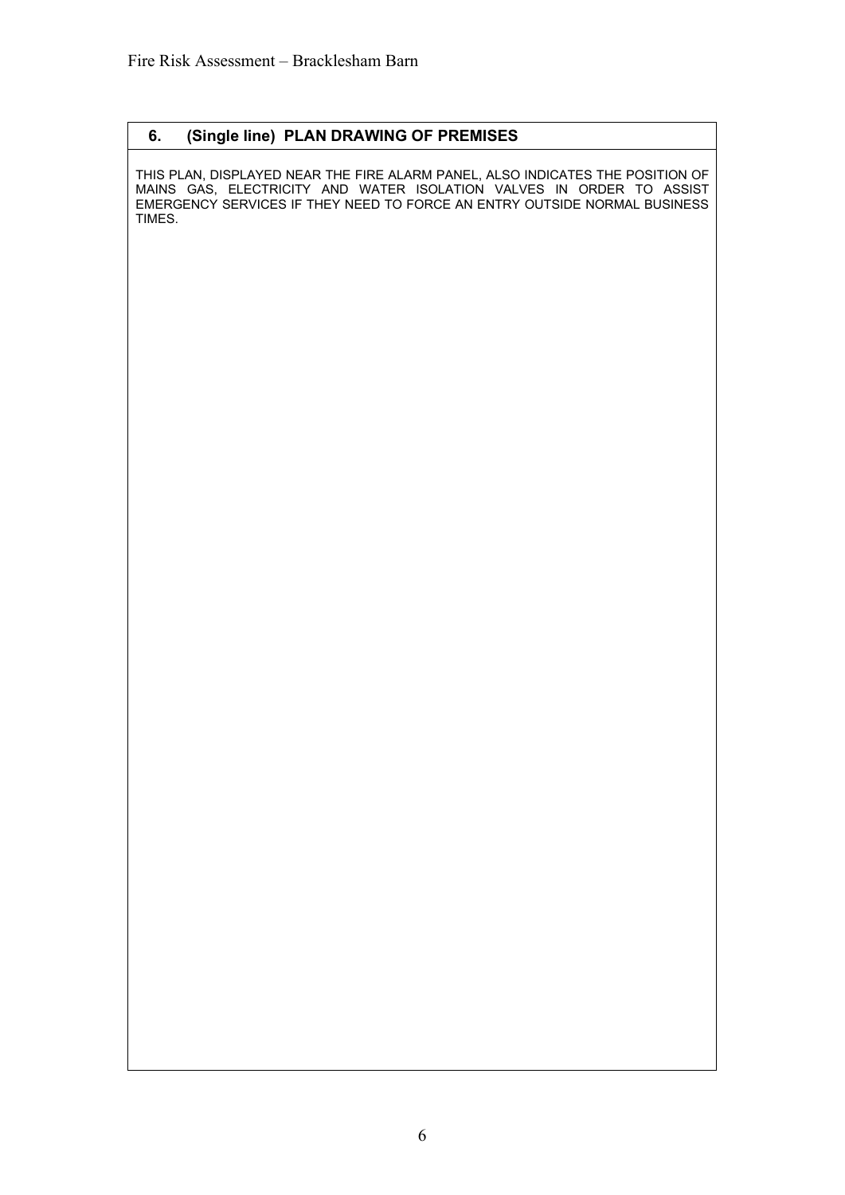## 6. (Single line) PLAN DRAWING OF PREMISES

THIS PLAN, DISPLAYED NEAR THE FIRE ALARM PANEL, ALSO INDICATES THE POSITION OF MAINS GAS, ELECTRICITY AND WATER ISOLATION VALVES IN ORDER TO ASSIST EMERGENCY SERVICES IF THEY NEED TO FORCE AN ENTRY OUTSIDE NORMAL BUSINESS TIMES.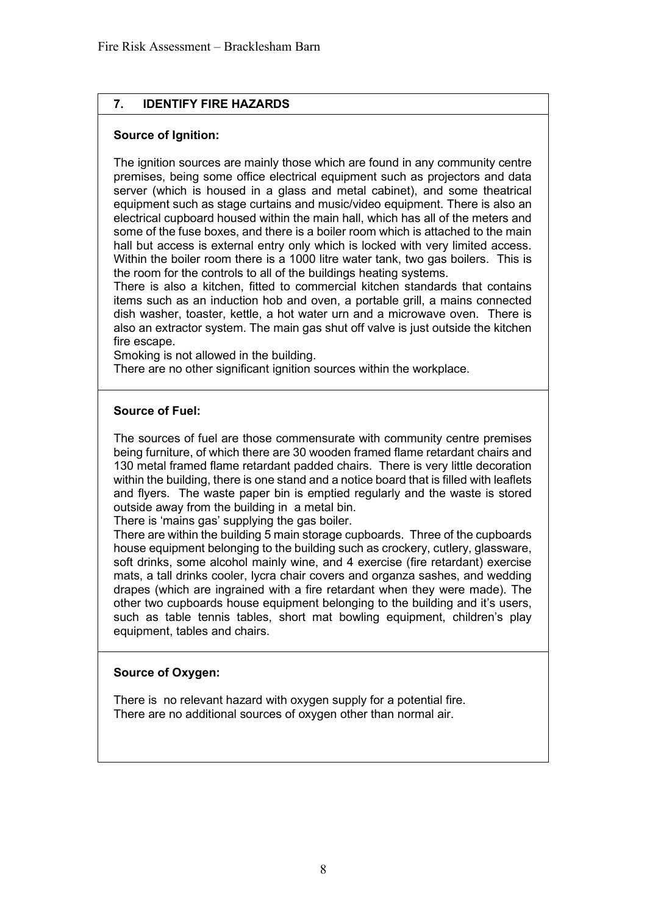## 7. IDENTIFY FIRE HAZARDS

**Source of Ignition:**

The ignition sources are mainly those which are found in any community centre premises, being some office electrical equipment such as projectors and data server (which is housed in a glass and metal cabinet), and some theatrical equipment such as stage curtains and music/video equipment. There is also an electrical cupboard housed within the main hall, which has all of the meters and some of the fuse boxes, and there is a boiler room which is attached to the main hall but access is external entry only which is locked with very limited access. Within the boiler room there is a 1000 litre water tank, two gas boilers. This is the room for the controls to all of the buildings heating systems.

There is also a kitchen, fitted to commercial kitchen standards that contains items such as an induction hob and oven, a portable grill, a mains connected dish washer, toaster, kettle, a hot water urn and a microwave oven. There is also an extractor system. The main gas shut off valve is just outside the kitchen fire escape.

Smoking is not allowed in the building.

There are no other significant ignition sources within the workplace.

**Source of Fuel:**

The sources of fuel are those commensurate with community centre premises being furniture, of which there are 30 wooden framed flame retardant chairs and 130 metal framed flame retardant padded chairs. There is very little decoration within the building, there is one stand and a notice board that is filled with leaflets and flyers. The waste paper bin is emptied regularly and the waste is stored outside away from the building in a metal bin.

There is 'mains gas' supplying the gas boiler.

There are within the building 5 main storage cupboards. Three of the cupboards house equipment belonging to the building such as crockery, cutlery, glassware, soft drinks, some alcohol mainly wine, and 4 exercise (fire retardant) exercise mats, a tall drinks cooler, lycra chair covers and organza sashes, and wedding drapes (which are ingrained with a fire retardant when they were made). The other two cupboards house equipment belonging to the building and it's users, such as table tennis tables, short mat bowling equipment, children's play equipment, tables and chairs.

**Source of Oxygen:**

There is no relevant hazard with oxygen supply for a potential fire.
There are no additional sources of oxygen other than normal air.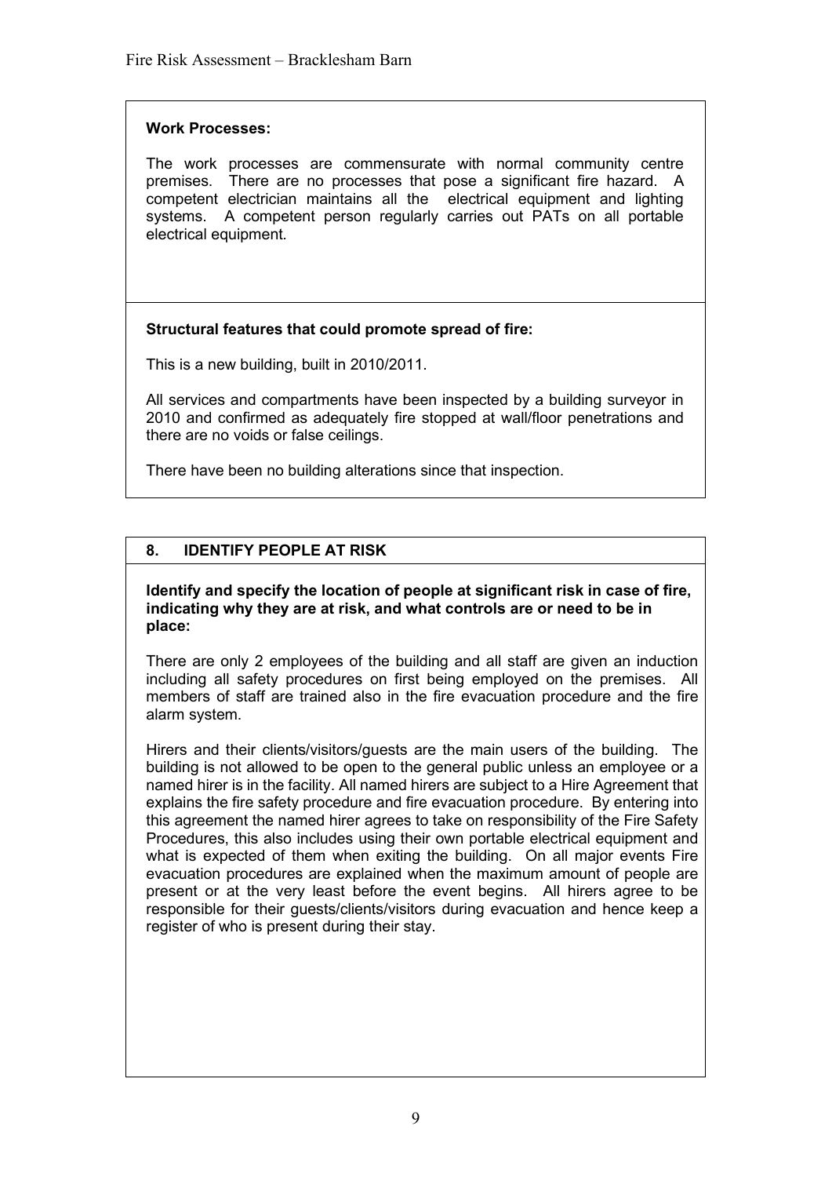**Work Processes:**

The work processes are commensurate with normal community centre premises. There are no processes that pose a significant fire hazard. A competent electrician maintains all the electrical equipment and lighting systems. A competent person regularly carries out PATs on all portable electrical equipment.

**Structural features that could promote spread of fire:**

This is a new building, built in 2010/2011.

All services and compartments have been inspected by a building surveyor in 2010 and confirmed as adequately fire stopped at wall/floor penetrations and there are no voids or false ceilings.

There have been no building alterations since that inspection.

## 8. IDENTIFY PEOPLE AT RISK

**Identify and specify the location of people at significant risk in case of fire, indicating why they are at risk, and what controls are or need to be in place:**

There are only 2 employees of the building and all staff are given an induction including all safety procedures on first being employed on the premises. All members of staff are trained also in the fire evacuation procedure and the fire alarm system.

Hirers and their clients/visitors/guests are the main users of the building. The building is not allowed to be open to the general public unless an employee or a named hirer is in the facility. All named hirers are subject to a Hire Agreement that explains the fire safety procedure and fire evacuation procedure. By entering into this agreement the named hirer agrees to take on responsibility of the Fire Safety Procedures, this also includes using their own portable electrical equipment and what is expected of them when exiting the building. On all major events Fire evacuation procedures are explained when the maximum amount of people are present or at the very least before the event begins. All hirers agree to be responsible for their guests/clients/visitors during evacuation and hence keep a register of who is present during their stay.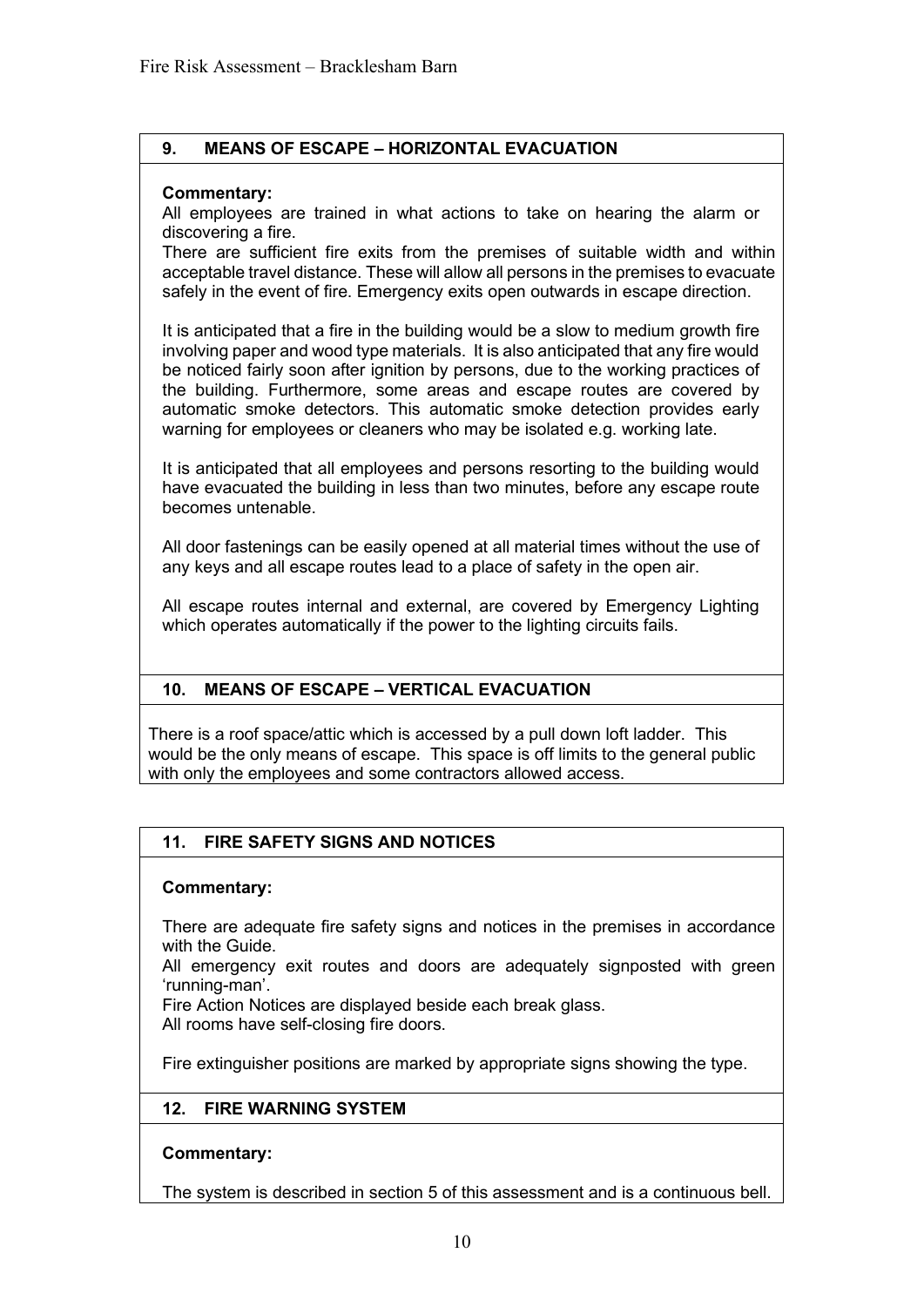## 9. MEANS OF ESCAPE – HORIZONTAL EVACUATION

**Commentary:**

All employees are trained in what actions to take on hearing the alarm or discovering a fire.

There are sufficient fire exits from the premises of suitable width and within acceptable travel distance. These will allow all persons in the premises to evacuate safely in the event of fire. Emergency exits open outwards in escape direction.

It is anticipated that a fire in the building would be a slow to medium growth fire involving paper and wood type materials. It is also anticipated that any fire would be noticed fairly soon after ignition by persons, due to the working practices of the building. Furthermore, some areas and escape routes are covered by automatic smoke detectors. This automatic smoke detection provides early warning for employees or cleaners who may be isolated e.g. working late.

It is anticipated that all employees and persons resorting to the building would have evacuated the building in less than two minutes, before any escape route becomes untenable.

All door fastenings can be easily opened at all material times without the use of any keys and all escape routes lead to a place of safety in the open air.

All escape routes internal and external, are covered by Emergency Lighting which operates automatically if the power to the lighting circuits fails.

## 10. MEANS OF ESCAPE – VERTICAL EVACUATION

There is a roof space/attic which is accessed by a pull down loft ladder. This would be the only means of escape. This space is off limits to the general public with only the employees and some contractors allowed access.

## 11. FIRE SAFETY SIGNS AND NOTICES

**Commentary:**

There are adequate fire safety signs and notices in the premises in accordance with the Guide.

All emergency exit routes and doors are adequately signposted with green 'running-man'.

Fire Action Notices are displayed beside each break glass.

All rooms have self-closing fire doors.

Fire extinguisher positions are marked by appropriate signs showing the type.

## 12. FIRE WARNING SYSTEM

**Commentary:**

The system is described in section 5 of this assessment and is a continuous bell.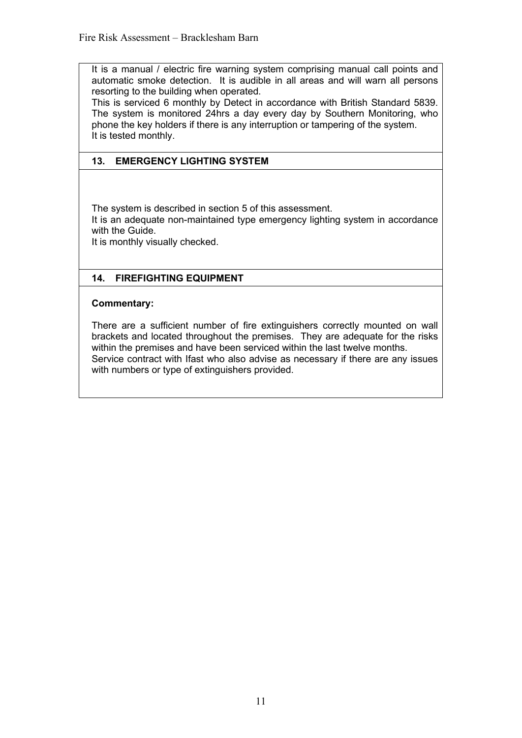It is a manual / electric fire warning system comprising manual call points and automatic smoke detection. It is audible in all areas and will warn all persons resorting to the building when operated.
This is serviced 6 monthly by Detect in accordance with British Standard 5839. The system is monitored 24hrs a day every day by Southern Monitoring, who phone the key holders if there is any interruption or tampering of the system.
It is tested monthly.

## 13. EMERGENCY LIGHTING SYSTEM

The system is described in section 5 of this assessment.
It is an adequate non-maintained type emergency lighting system in accordance with the Guide.
It is monthly visually checked.

## 14. FIREFIGHTING EQUIPMENT

**Commentary:**

There are a sufficient number of fire extinguishers correctly mounted on wall brackets and located throughout the premises. They are adequate for the risks within the premises and have been serviced within the last twelve months.
Service contract with Ifast who also advise as necessary if there are any issues with numbers or type of extinguishers provided.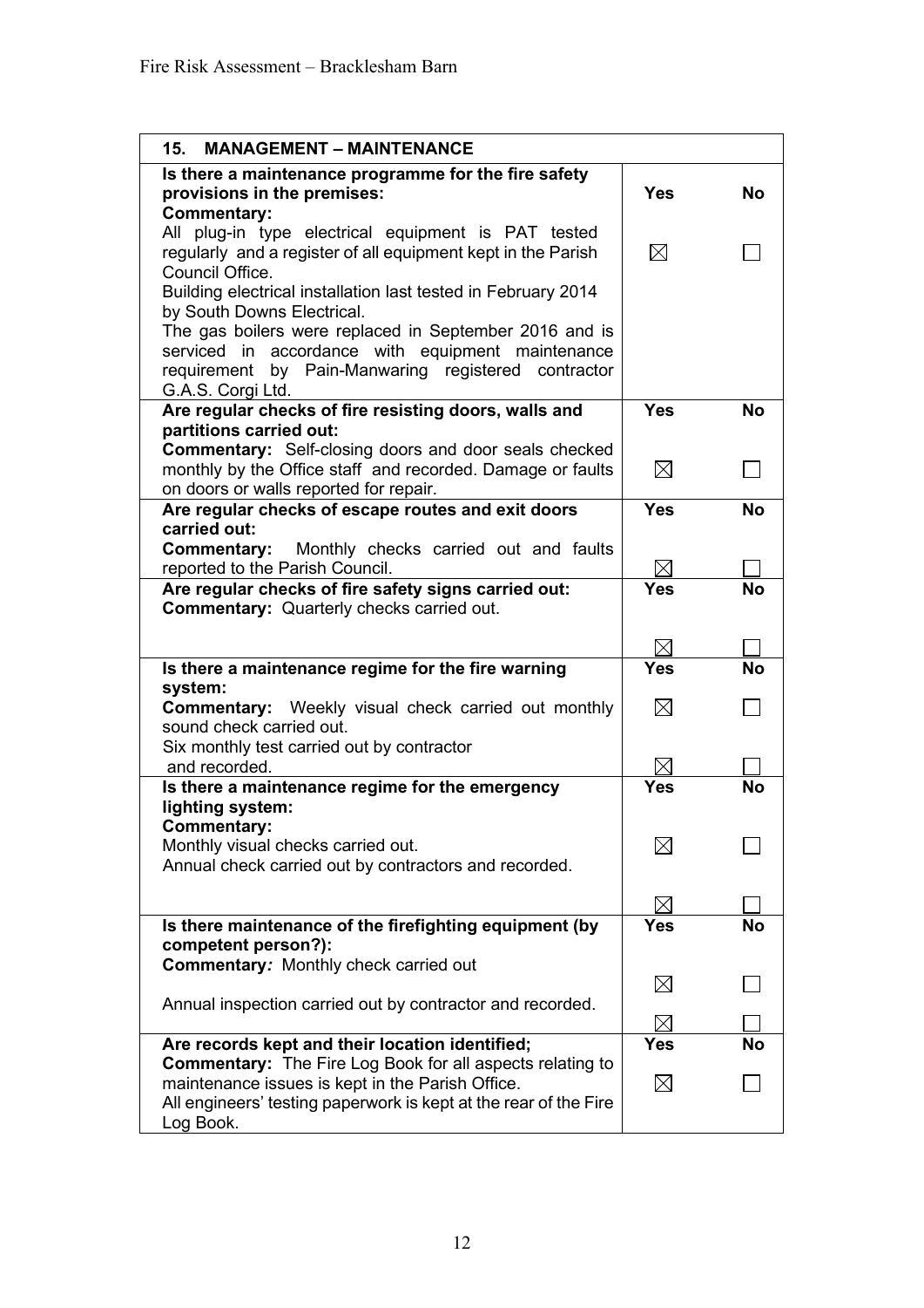| 15. MANAGEMENT – MAINTENANCE | | |
|---|---|---|
| **Is there a maintenance programme for the fire safety provisions in the premises:** | **Yes** | **No** |
| **Commentary:** All plug-in type electrical equipment is PAT tested regularly and a register of all equipment kept in the Parish Council Office. Building electrical installation last tested in February 2014 by South Downs Electrical. The gas boilers were replaced in September 2016 and is serviced in accordance with equipment maintenance requirement by Pain-Manwaring registered contractor G.A.S. Corgi Ltd. | ☒ | ☐ |
| **Are regular checks of fire resisting doors, walls and partitions carried out:** | **Yes** | **No** |
| **Commentary:** Self-closing doors and door seals checked monthly by the Office staff and recorded. Damage or faults on doors or walls reported for repair. | ☒ | ☐ |
| **Are regular checks of escape routes and exit doors carried out:** | **Yes** | **No** |
| **Commentary:** Monthly checks carried out and faults reported to the Parish Council. | ☒ | ☐ |
| **Are regular checks of fire safety signs carried out:** | **Yes** | **No** |
| **Commentary:** Quarterly checks carried out. | ☒ | ☐ |
| **Is there a maintenance regime for the fire warning system:** | **Yes** | **No** |
| **Commentary:** Weekly visual check carried out monthly sound check carried out. | ☒ | ☐ |
| Six monthly test carried out by contractor and recorded. | ☒ | ☐ |
| **Is there a maintenance regime for the emergency lighting system:** | **Yes** | **No** |
| **Commentary:** Monthly visual checks carried out. | ☒ | ☐ |
| Annual check carried out by contractors and recorded. | ☒ | ☐ |
| **Is there maintenance of the firefighting equipment (by competent person?):** | **Yes** | **No** |
| **Commentary:** Monthly check carried out | ☒ | ☐ |
| Annual inspection carried out by contractor and recorded. | ☒ | ☐ |
| **Are records kept and their location identified;** | **Yes** | **No** |
| **Commentary:** The Fire Log Book for all aspects relating to maintenance issues is kept in the Parish Office. All engineers' testing paperwork is kept at the rear of the Fire Log Book. | ☒ | ☐ |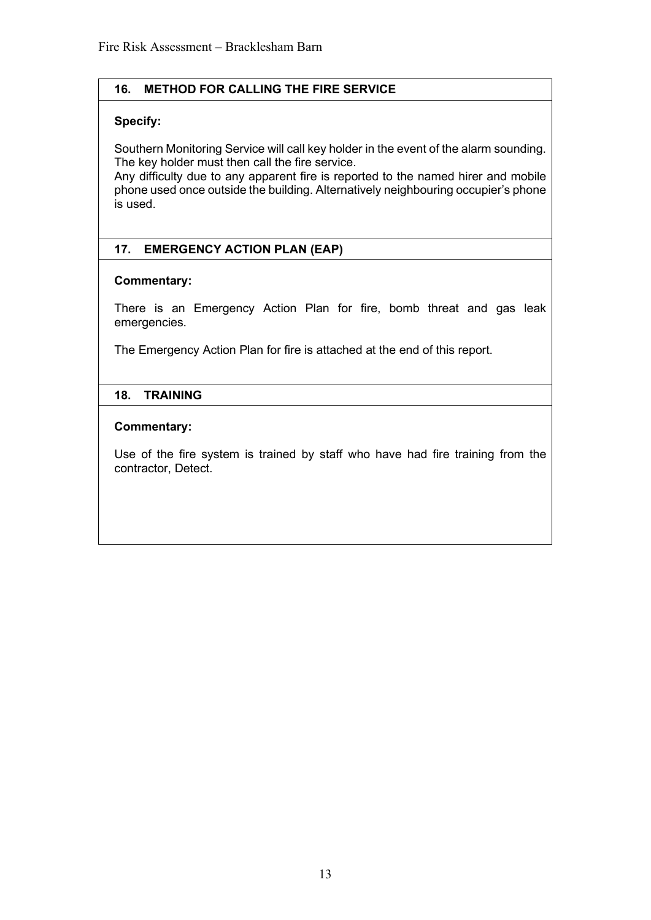## 16. METHOD FOR CALLING THE FIRE SERVICE

**Specify:**

Southern Monitoring Service will call key holder in the event of the alarm sounding. The key holder must then call the fire service.
Any difficulty due to any apparent fire is reported to the named hirer and mobile phone used once outside the building. Alternatively neighbouring occupier's phone is used.

## 17. EMERGENCY ACTION PLAN (EAP)

**Commentary:**

There is an Emergency Action Plan for fire, bomb threat and gas leak emergencies.

The Emergency Action Plan for fire is attached at the end of this report.

## 18. TRAINING

**Commentary:**

Use of the fire system is trained by staff who have had fire training from the contractor, Detect.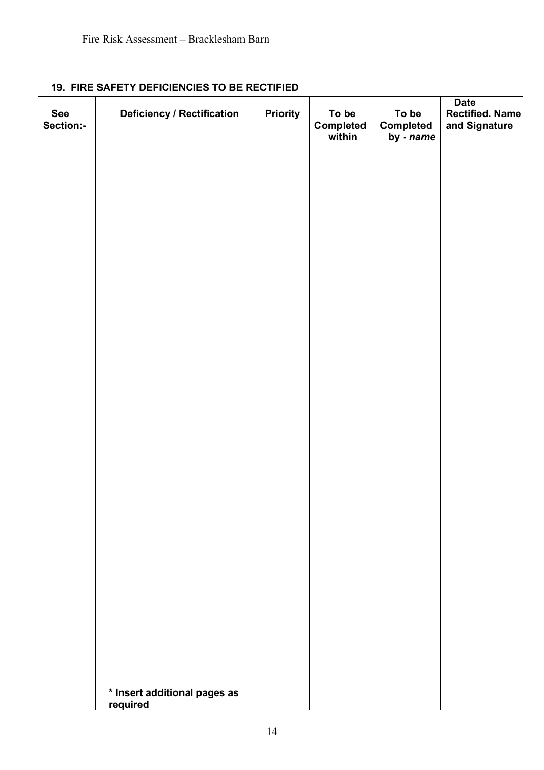| 19. FIRE SAFETY DEFICIENCIES TO BE RECTIFIED | | | | | |
|---|---|---|---|---|---|
| **See Section:-** | **Deficiency / Rectification** | **Priority** | **To be Completed within** | **To be Completed by - *name*** | **Date Rectified. Name and Signature** |
| | | | | | |
| | **\* Insert additional pages as required** | | | | |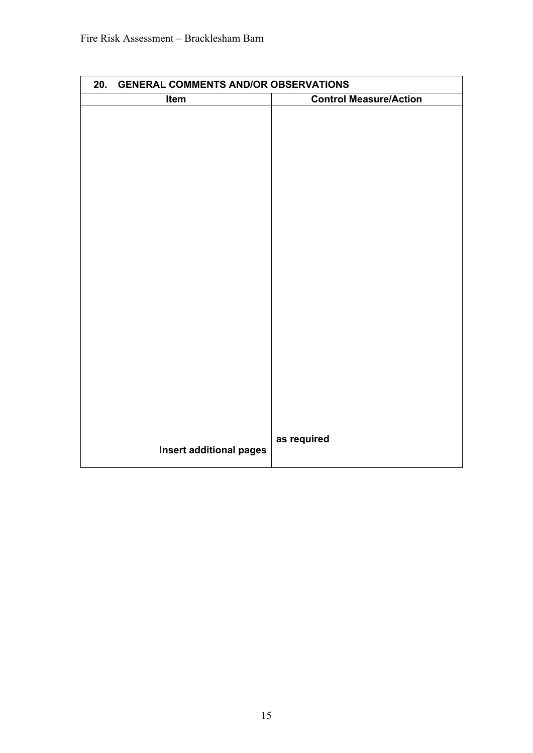| 20. GENERAL COMMENTS AND/OR OBSERVATIONS | |
| --- | --- |
| **Item** | **Control Measure/Action** |
| | |
| **Insert additional pages** | **as required** |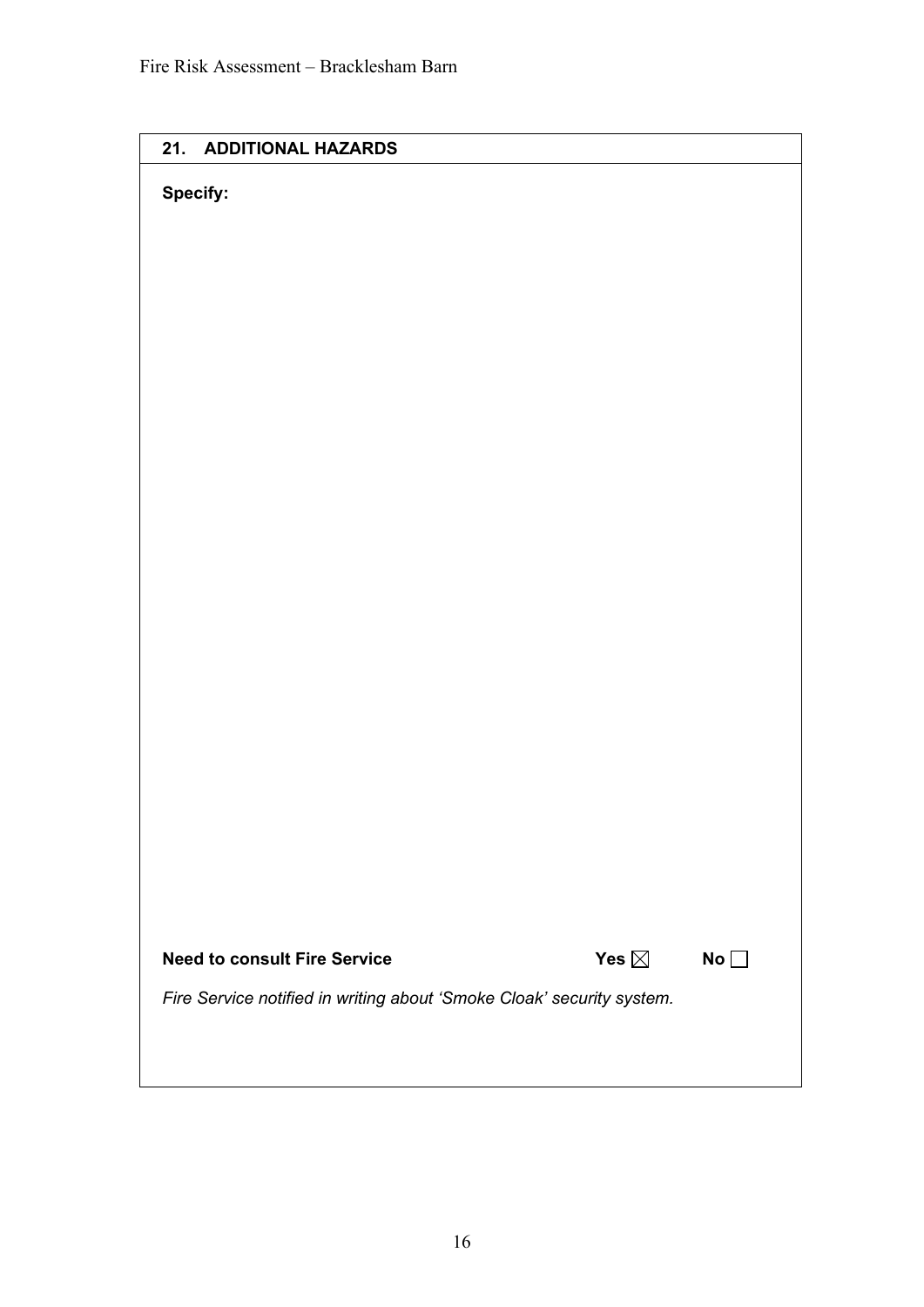## 21. ADDITIONAL HAZARDS

**Specify:**

**Need to consult Fire Service** **Yes** ☒ **No** ☐

*Fire Service notified in writing about 'Smoke Cloak' security system.*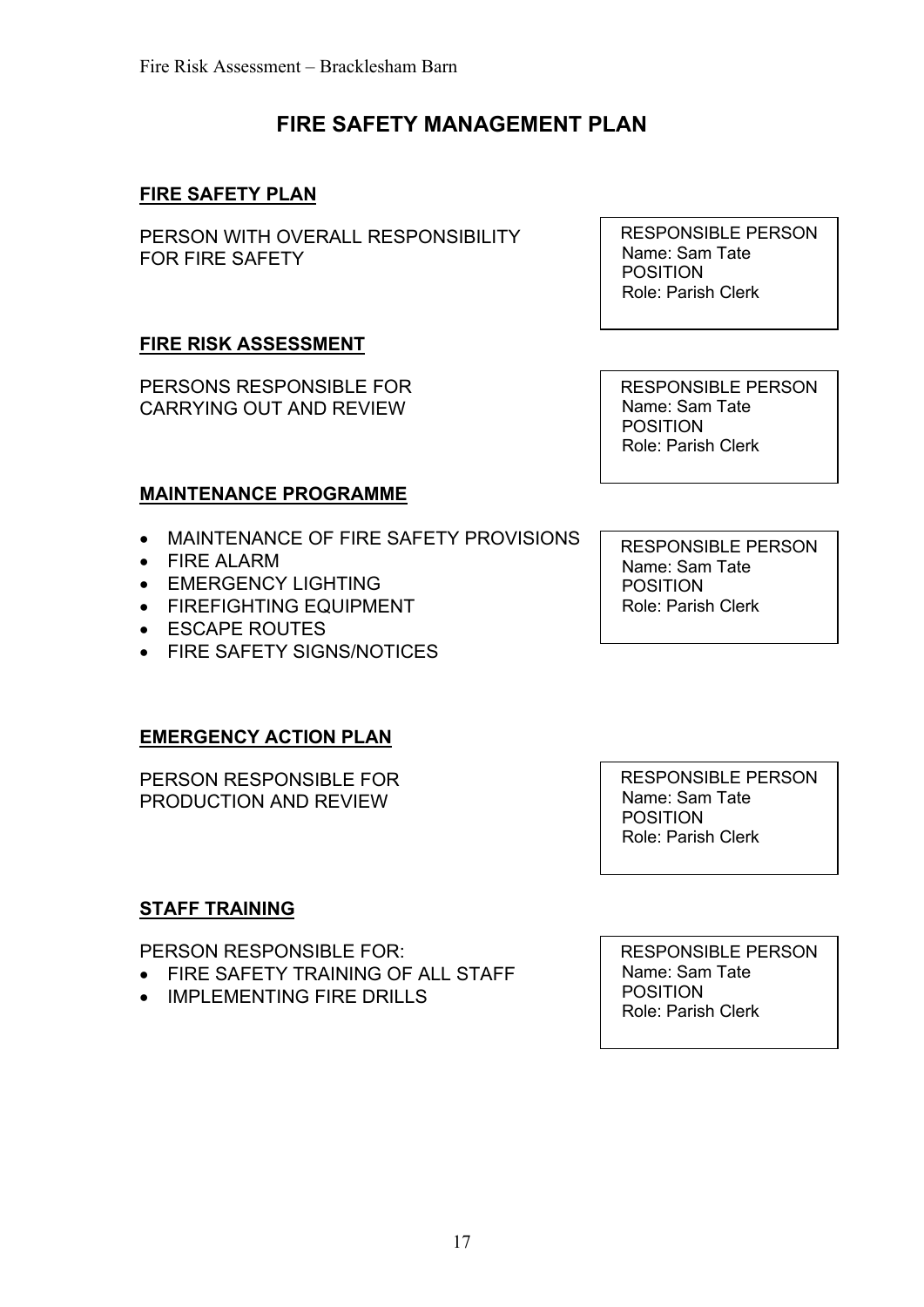# FIRE SAFETY MANAGEMENT PLAN

## FIRE SAFETY PLAN

| | |
|---|---|
| PERSON WITH OVERALL RESPONSIBILITY FOR FIRE SAFETY | RESPONSIBLE PERSON<br>Name: Sam Tate<br>POSITION<br>Role: Parish Clerk |

## FIRE RISK ASSESSMENT

| | |
|---|---|
| PERSONS RESPONSIBLE FOR CARRYING OUT AND REVIEW | RESPONSIBLE PERSON<br>Name: Sam Tate<br>POSITION<br>Role: Parish Clerk |

## MAINTENANCE PROGRAMME

| | |
|---|---|
| • MAINTENANCE OF FIRE SAFETY PROVISIONS<br>• FIRE ALARM<br>• EMERGENCY LIGHTING<br>• FIREFIGHTING EQUIPMENT<br>• ESCAPE ROUTES<br>• FIRE SAFETY SIGNS/NOTICES | RESPONSIBLE PERSON<br>Name: Sam Tate<br>POSITION<br>Role: Parish Clerk |

## EMERGENCY ACTION PLAN

| | |
|---|---|
| PERSON RESPONSIBLE FOR PRODUCTION AND REVIEW | RESPONSIBLE PERSON<br>Name: Sam Tate<br>POSITION<br>Role: Parish Clerk |

## STAFF TRAINING

| | |
|---|---|
| PERSON RESPONSIBLE FOR:<br>• FIRE SAFETY TRAINING OF ALL STAFF<br>• IMPLEMENTING FIRE DRILLS | RESPONSIBLE PERSON<br>Name: Sam Tate<br>POSITION<br>Role: Parish Clerk |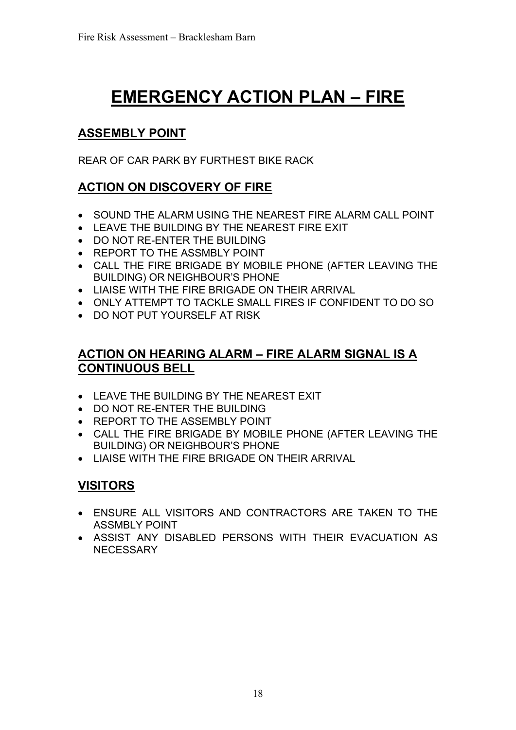# EMERGENCY ACTION PLAN – FIRE

## ASSEMBLY POINT

REAR OF CAR PARK BY FURTHEST BIKE RACK

## ACTION ON DISCOVERY OF FIRE

- SOUND THE ALARM USING THE NEAREST FIRE ALARM CALL POINT
- LEAVE THE BUILDING BY THE NEAREST FIRE EXIT
- DO NOT RE-ENTER THE BUILDING
- REPORT TO THE ASSMBLY POINT
- CALL THE FIRE BRIGADE BY MOBILE PHONE (AFTER LEAVING THE BUILDING) OR NEIGHBOUR'S PHONE
- LIAISE WITH THE FIRE BRIGADE ON THEIR ARRIVAL
- ONLY ATTEMPT TO TACKLE SMALL FIRES IF CONFIDENT TO DO SO
- DO NOT PUT YOURSELF AT RISK

## ACTION ON HEARING ALARM – FIRE ALARM SIGNAL IS A CONTINUOUS BELL

- LEAVE THE BUILDING BY THE NEAREST EXIT
- DO NOT RE-ENTER THE BUILDING
- REPORT TO THE ASSEMBLY POINT
- CALL THE FIRE BRIGADE BY MOBILE PHONE (AFTER LEAVING THE BUILDING) OR NEIGHBOUR'S PHONE
- LIAISE WITH THE FIRE BRIGADE ON THEIR ARRIVAL

## VISITORS

- ENSURE ALL VISITORS AND CONTRACTORS ARE TAKEN TO THE ASSMBLY POINT
- ASSIST ANY DISABLED PERSONS WITH THEIR EVACUATION AS NECESSARY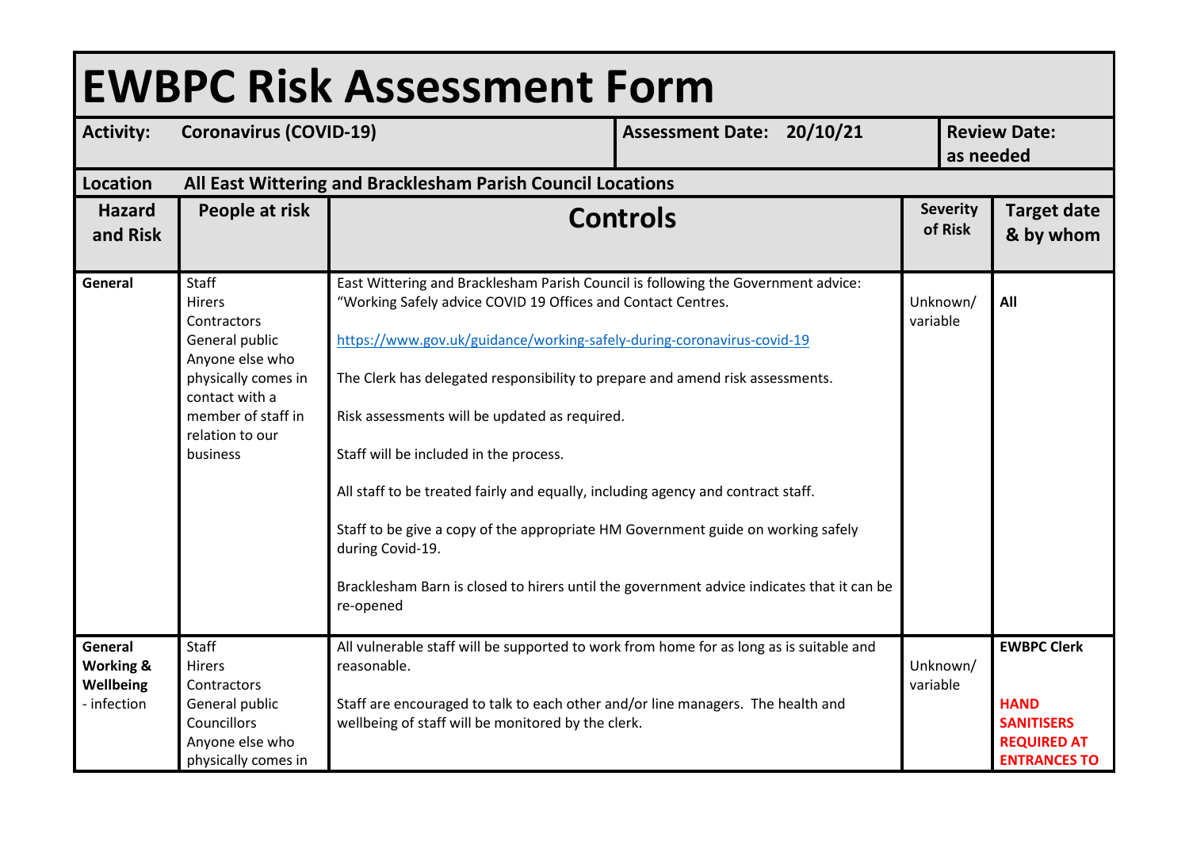# EWBPC Risk Assessment Form

| **Activity:** Coronavirus (COVID-19) | | **Assessment Date:** 20/10/21 | | **Review Date:** as needed |
|---|---|---|---|---|
| **Location** All East Wittering and Bracklesham Parish Council Locations | | | | |
| **Hazard and Risk** | **People at risk** | **Controls** | **Severity of Risk** | **Target date & by whom** |
| **General** | Staff<br>Hirers<br>Contractors<br>General public<br>Anyone else who physically comes in contact with a member of staff in relation to our business | East Wittering and Bracklesham Parish Council is following the Government advice: "Working Safely advice COVID 19 Offices and Contact Centres.<br><br>https://www.gov.uk/guidance/working-safely-during-coronavirus-covid-19<br><br>The Clerk has delegated responsibility to prepare and amend risk assessments.<br><br>Risk assessments will be updated as required.<br><br>Staff will be included in the process.<br><br>All staff to be treated fairly and equally, including agency and contract staff.<br><br>Staff to be give a copy of the appropriate HM Government guide on working safely during Covid-19.<br><br>Bracklesham Barn is closed to hirers until the government advice indicates that it can be re-opened | Unknown/ variable | **All** |
| **General Working & Wellbeing** - infection | Staff<br>Hirers<br>Contractors<br>General public<br>Councillors<br>Anyone else who physically comes in | All vulnerable staff will be supported to work from home for as long as is suitable and reasonable.<br><br>Staff are encouraged to talk to each other and/or line managers. The health and wellbeing of staff will be monitored by the clerk. | Unknown/ variable | **EWBPC Clerk**<br><br>**HAND SANITISERS REQUIRED AT ENTRANCES TO** |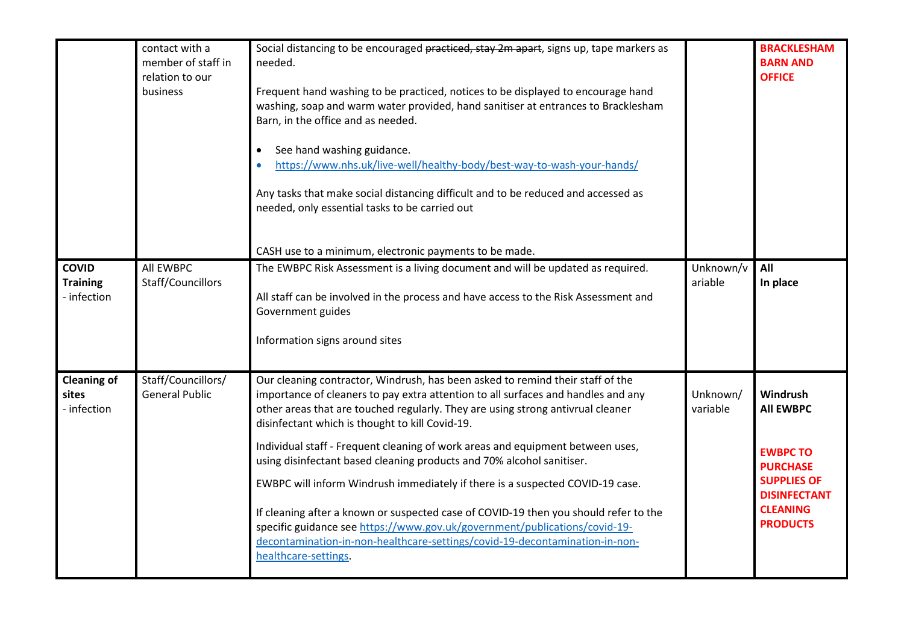|  |  |  |  |  |
|---|---|---|---|---|
|  | contact with a member of staff in relation to our business | Social distancing to be encouraged ~~practiced, stay 2m apart~~, signs up, tape markers as needed.<br><br>Frequent hand washing to be practiced, notices to be displayed to encourage hand washing, soap and warm water provided, hand sanitiser at entrances to Bracklesham Barn, in the office and as needed.<br><br>• See hand washing guidance.<br>• https://www.nhs.uk/live-well/healthy-body/best-way-to-wash-your-hands/<br><br>Any tasks that make social distancing difficult and to be reduced and accessed as needed, only essential tasks to be carried out<br><br>CASH use to a minimum, electronic payments to be made. |  | **BRACKLESHAM BARN AND OFFICE** |
| **COVID Training** - infection | All EWBPC Staff/Councillors | The EWBPC Risk Assessment is a living document and will be updated as required.<br><br>All staff can be involved in the process and have access to the Risk Assessment and Government guides<br><br>Information signs around sites | Unknown/variable | **All**<br>**In place** |
| **Cleaning of sites** - infection | Staff/Councillors/ General Public | Our cleaning contractor, Windrush, has been asked to remind their staff of the importance of cleaners to pay extra attention to all surfaces and handles and any other areas that are touched regularly. They are using strong antivrual cleaner disinfectant which is thought to kill Covid-19.<br><br>Individual staff - Frequent cleaning of work areas and equipment between uses, using disinfectant based cleaning products and 70% alcohol sanitiser.<br><br>EWBPC will inform Windrush immediately if there is a suspected COVID-19 case.<br><br>If cleaning after a known or suspected case of COVID-19 then you should refer to the specific guidance see https://www.gov.uk/government/publications/covid-19-decontamination-in-non-healthcare-settings/covid-19-decontamination-in-non-healthcare-settings. | Unknown/ variable | **Windrush**<br>**All EWBPC**<br><br>**EWBPC TO PURCHASE SUPPLIES OF DISINFECTANT CLEANING PRODUCTS** |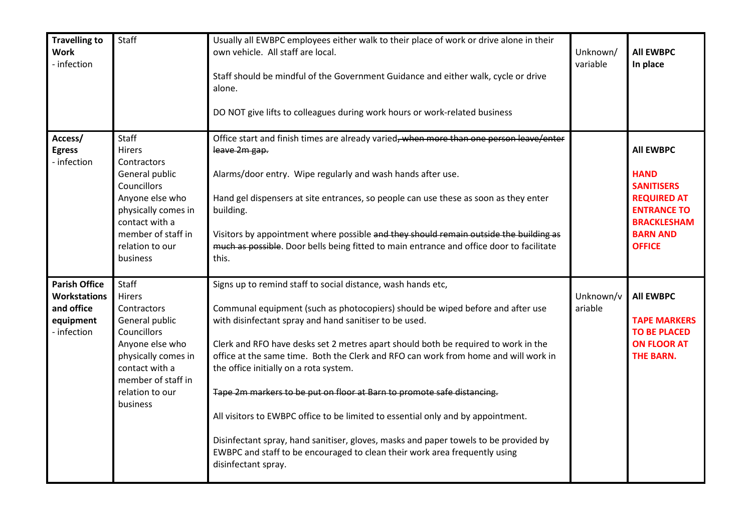| **Travelling to Work**<br>- infection | Staff | Usually all EWBPC employees either walk to their place of work or drive alone in their own vehicle. All staff are local.<br><br>Staff should be mindful of the Government Guidance and either walk, cycle or drive alone.<br><br>DO NOT give lifts to colleagues during work hours or work-related business | Unknown/ variable | **All EWBPC In place** |
|---|---|---|---|---|
| **Access/ Egress**<br>- infection | Staff<br>Hirers<br>Contractors<br>General public<br>Councillors<br>Anyone else who physically comes in contact with a member of staff in relation to our business | Office start and finish times are already varied~~, when more than one person leave/enter leave 2m gap.~~<br><br>Alarms/door entry. Wipe regularly and wash hands after use.<br><br>Hand gel dispensers at site entrances, so people can use these as soon as they enter building.<br><br>Visitors by appointment where possible ~~and they should remain outside the building as much as possible~~. Door bells being fitted to main entrance and office door to facilitate this. | | **All EWBPC**<br><br>**HAND SANITISERS REQUIRED AT ENTRANCE TO BRACKLESHAM BARN AND OFFICE** |
| **Parish Office Workstations and office equipment**<br>- infection | Staff<br>Hirers<br>Contractors<br>General public<br>Councillors<br>Anyone else who physically comes in contact with a member of staff in relation to our business | Signs up to remind staff to social distance, wash hands etc,<br><br>Communal equipment (such as photocopiers) should be wiped before and after use with disinfectant spray and hand sanitiser to be used.<br><br>Clerk and RFO have desks set 2 metres apart should both be required to work in the office at the same time. Both the Clerk and RFO can work from home and will work in the office initially on a rota system.<br><br>~~Tape 2m markers to be put on floor at Barn to promote safe distancing.~~<br><br>All visitors to EWBPC office to be limited to essential only and by appointment.<br><br>Disinfectant spray, hand sanitiser, gloves, masks and paper towels to be provided by EWBPC and staff to be encouraged to clean their work area frequently using disinfectant spray. | Unknown/variable | **All EWBPC**<br><br>**TAPE MARKERS TO BE PLACED ON FLOOR AT THE BARN.** |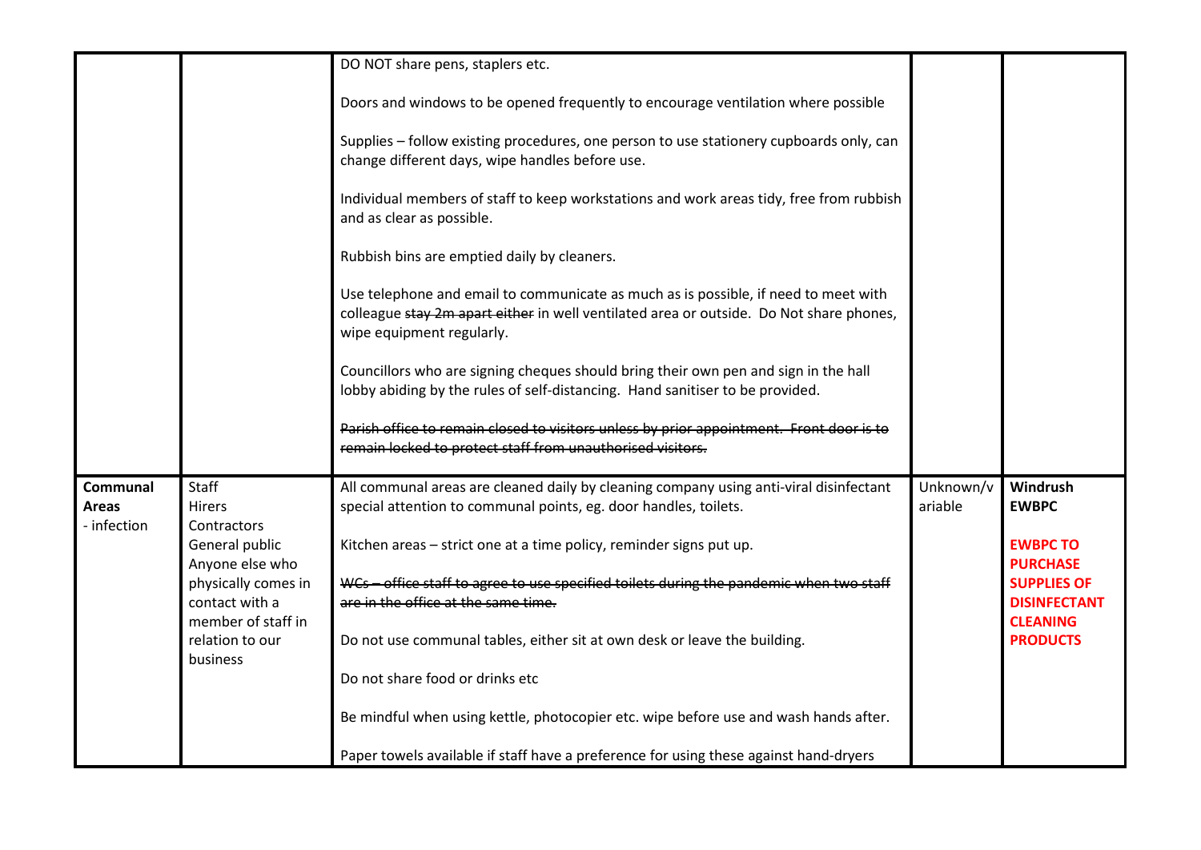| | | | | |
|---|---|---|---|---|
| | | DO NOT share pens, staplers etc.<br><br>Doors and windows to be opened frequently to encourage ventilation where possible<br><br>Supplies – follow existing procedures, one person to use stationery cupboards only, can change different days, wipe handles before use.<br><br>Individual members of staff to keep workstations and work areas tidy, free from rubbish and as clear as possible.<br><br>Rubbish bins are emptied daily by cleaners.<br><br>Use telephone and email to communicate as much as is possible, if need to meet with colleague ~~stay 2m apart either~~ in well ventilated area or outside. Do Not share phones, wipe equipment regularly.<br><br>Councillors who are signing cheques should bring their own pen and sign in the hall lobby abiding by the rules of self-distancing. Hand sanitiser to be provided.<br><br>~~Parish office to remain closed to visitors unless by prior appointment. Front door is to remain locked to protect staff from unauthorised visitors.~~ | | |
| **Communal Areas** - infection | Staff<br>Hirers<br>Contractors<br>General public<br>Anyone else who physically comes in contact with a member of staff in relation to our business | All communal areas are cleaned daily by cleaning company using anti-viral disinfectant special attention to communal points, eg. door handles, toilets.<br><br>Kitchen areas – strict one at a time policy, reminder signs put up.<br><br>~~WCs – office staff to agree to use specified toilets during the pandemic when two staff are in the office at the same time.~~<br><br>Do not use communal tables, either sit at own desk or leave the building.<br><br>Do not share food or drinks etc<br><br>Be mindful when using kettle, photocopier etc. wipe before use and wash hands after.<br><br>Paper towels available if staff have a preference for using these against hand-dryers | Unknown/variable | **Windrush EWBPC**<br><br>**EWBPC TO PURCHASE SUPPLIES OF DISINFECTANT CLEANING PRODUCTS** |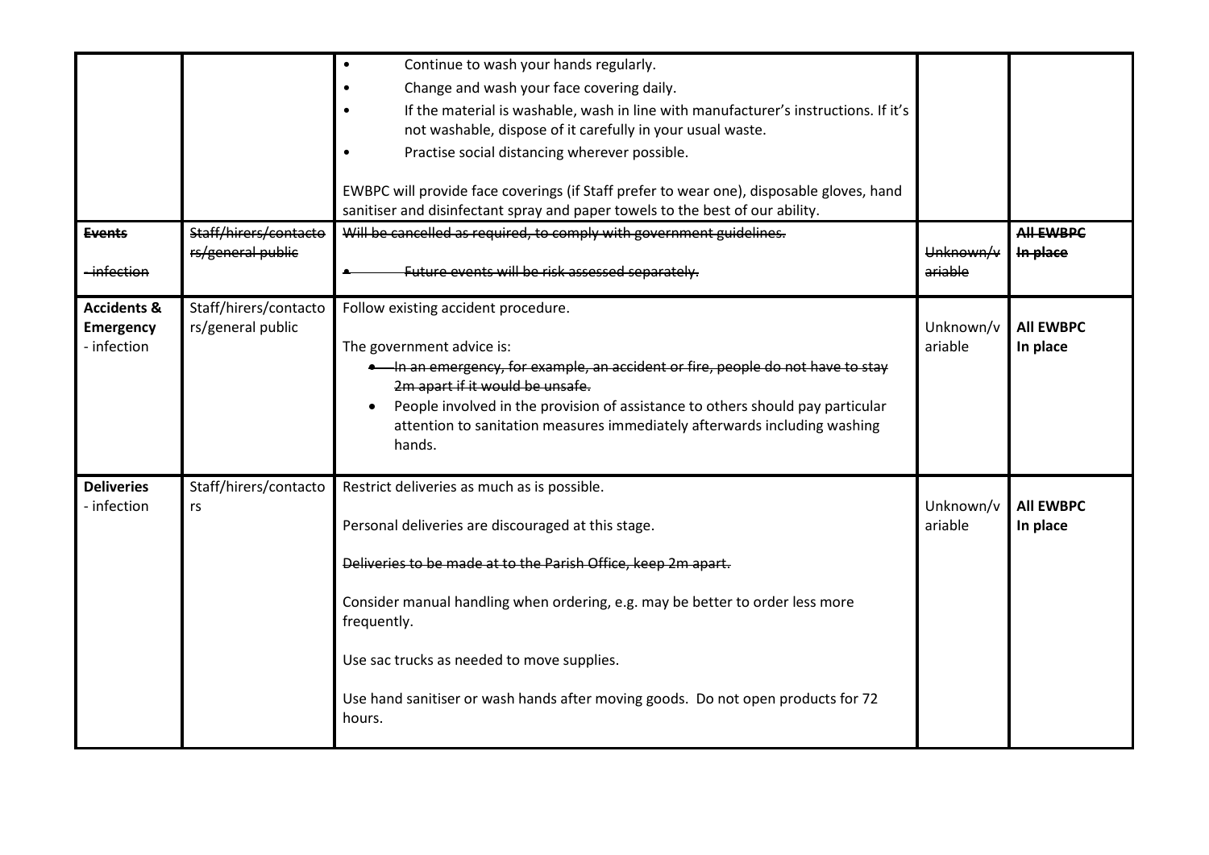| | | | | |
|---|---|---|---|---|
| | | • Continue to wash your hands regularly.<br>• Change and wash your face covering daily.<br>• If the material is washable, wash in line with manufacturer's instructions. If it's not washable, dispose of it carefully in your usual waste.<br>• Practise social distancing wherever possible.<br><br>EWBPC will provide face coverings (if Staff prefer to wear one), disposable gloves, hand sanitiser and disinfectant spray and paper towels to the best of our ability. | | |
| ~~**Events**~~<br><br>~~- infection~~ | ~~Staff/hirers/contactors/general public~~ | ~~Will be cancelled as required, to comply with government guidelines.~~<br><br>~~• Future events will be risk assessed separately.~~ | ~~Unknown/variable~~ | ~~**All EWBPC In place**~~ |
| **Accidents & Emergency**<br>- infection | Staff/hirers/contactors/general public | Follow existing accident procedure.<br><br>The government advice is:<br>• ~~In an emergency, for example, an accident or fire, people do not have to stay 2m apart if it would be unsafe.~~<br>• People involved in the provision of assistance to others should pay particular attention to sanitation measures immediately afterwards including washing hands. | Unknown/variable | **All EWBPC In place** |
| **Deliveries**<br>- infection | Staff/hirers/contactors | Restrict deliveries as much as is possible.<br><br>Personal deliveries are discouraged at this stage.<br><br>~~Deliveries to be made at to the Parish Office, keep 2m apart.~~<br><br>Consider manual handling when ordering, e.g. may be better to order less more frequently.<br><br>Use sac trucks as needed to move supplies.<br><br>Use hand sanitiser or wash hands after moving goods. Do not open products for 72 hours. | Unknown/variable | **All EWBPC In place** |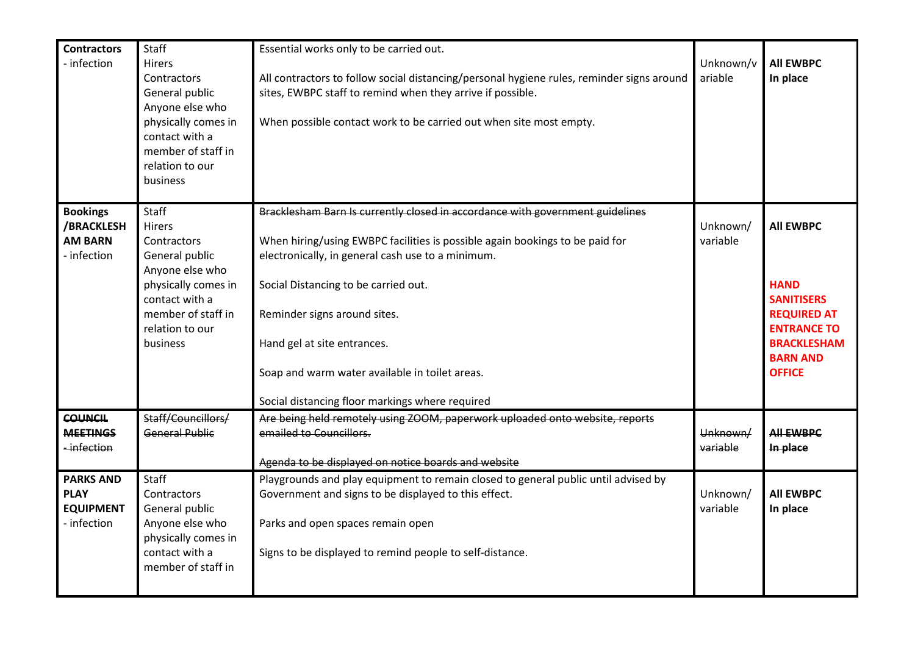| | | | | |
|---|---|---|---|---|
| **Contractors** - infection | Staff<br>Hirers<br>Contractors<br>General public<br>Anyone else who physically comes in contact with a member of staff in relation to our business | Essential works only to be carried out.<br><br>All contractors to follow social distancing/personal hygiene rules, reminder signs around sites, EWBPC staff to remind when they arrive if possible.<br><br>When possible contact work to be carried out when site most empty. | Unknown/variable | **All EWBPC**<br>**In place** |
| **Bookings /BRACKLESHAM BARN** - infection | Staff<br>Hirers<br>Contractors<br>General public<br>Anyone else who physically comes in contact with a member of staff in relation to our business | ~~Bracklesham Barn Is currently closed in accordance with government guidelines~~<br><br>When hiring/using EWBPC facilities is possible again bookings to be paid for electronically, in general cash use to a minimum.<br><br>Social Distancing to be carried out.<br><br>Reminder signs around sites.<br><br>Hand gel at site entrances.<br><br>Soap and warm water available in toilet areas.<br><br>Social distancing floor markings where required | Unknown/variable | **All EWBPC**<br><br>**HAND SANITISERS REQUIRED AT ENTRANCE TO BRACKLESHAM BARN AND OFFICE** |
| ~~**COUNCIL MEETINGS** - infection~~ | ~~Staff/Councillors/ General Public~~ | ~~Are being held remotely using ZOOM, paperwork uploaded onto website, reports emailed to Councillors.~~<br><br>~~Agenda to be displayed on notice boards and website~~ | ~~Unknown/variable~~ | ~~**All EWBPC In place**~~ |
| **PARKS AND PLAY EQUIPMENT** - infection | Staff<br>Contractors<br>General public<br>Anyone else who physically comes in contact with a member of staff in | Playgrounds and play equipment to remain closed to general public until advised by Government and signs to be displayed to this effect.<br><br>Parks and open spaces remain open<br><br>Signs to be displayed to remind people to self-distance. | Unknown/variable | **All EWBPC**<br>**In place** |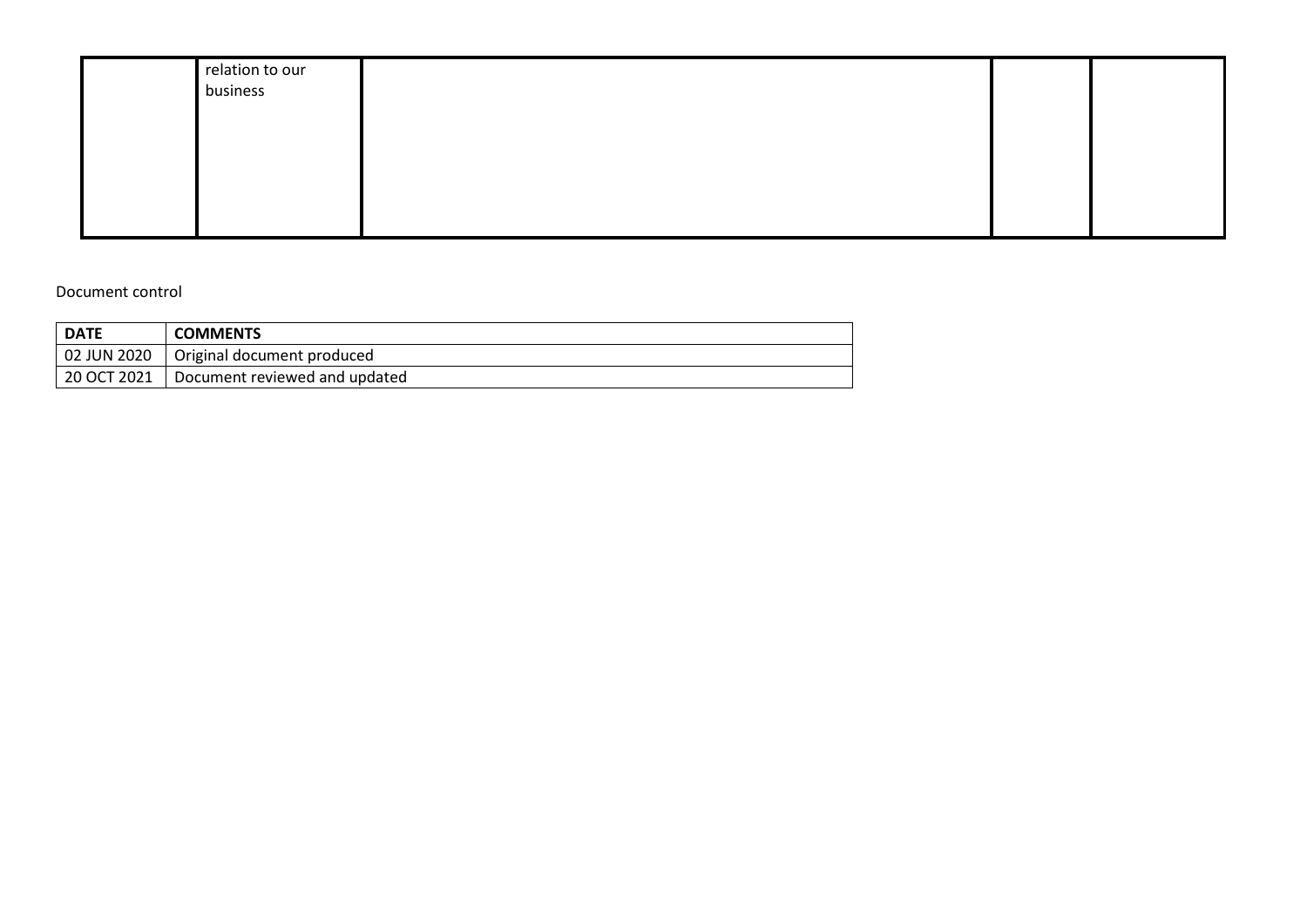| | | | | |
|---|---|---|---|---|
| | relation to our business | | | |

Document control

| DATE | COMMENTS |
|---|---|
| 02 JUN 2020 | Original document produced |
| 20 OCT 2021 | Document reviewed and updated |